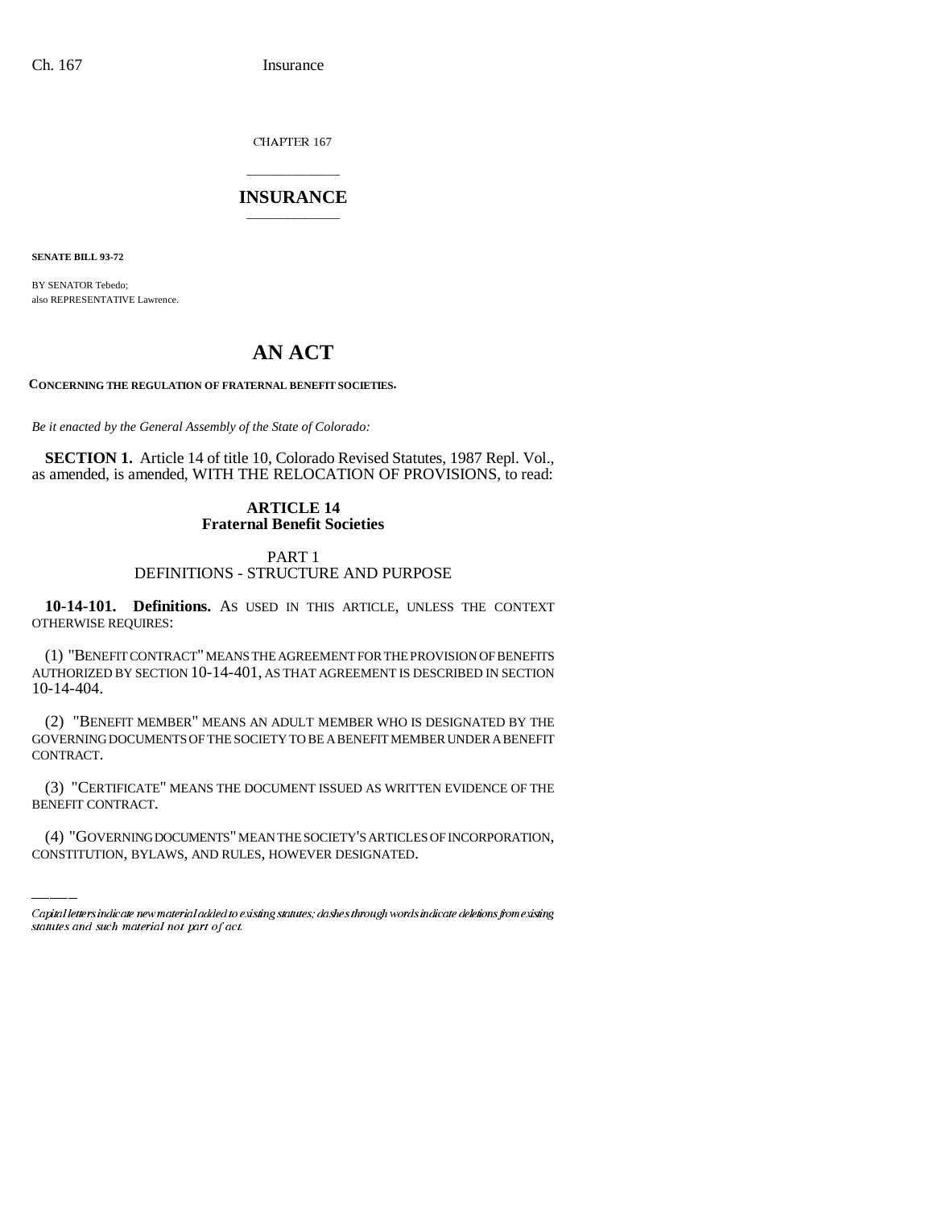CHAPTER 167

# INSURANCE

**SENATE BILL 93-72**

BY SENATOR Tebedo;
also REPRESENTATIVE Lawrence.

# AN ACT

**CONCERNING THE REGULATION OF FRATERNAL BENEFIT SOCIETIES.**

*Be it enacted by the General Assembly of the State of Colorado:*

**SECTION 1.** Article 14 of title 10, Colorado Revised Statutes, 1987 Repl. Vol., as amended, is amended, WITH THE RELOCATION OF PROVISIONS, to read:

## ARTICLE 14
## Fraternal Benefit Societies

### PART 1
### DEFINITIONS - STRUCTURE AND PURPOSE

**10-14-101. Definitions.** AS USED IN THIS ARTICLE, UNLESS THE CONTEXT OTHERWISE REQUIRES:

(1) "BENEFIT CONTRACT" MEANS THE AGREEMENT FOR THE PROVISION OF BENEFITS AUTHORIZED BY SECTION 10-14-401, AS THAT AGREEMENT IS DESCRIBED IN SECTION 10-14-404.

(2) "BENEFIT MEMBER" MEANS AN ADULT MEMBER WHO IS DESIGNATED BY THE GOVERNING DOCUMENTS OF THE SOCIETY TO BE A BENEFIT MEMBER UNDER A BENEFIT CONTRACT.

(3) "CERTIFICATE" MEANS THE DOCUMENT ISSUED AS WRITTEN EVIDENCE OF THE BENEFIT CONTRACT.

(4) "GOVERNING DOCUMENTS" MEAN THE SOCIETY'S ARTICLES OF INCORPORATION, CONSTITUTION, BYLAWS, AND RULES, HOWEVER DESIGNATED.

*Capital letters indicate new material added to existing statutes; dashes through words indicate deletions from existing statutes and such material not part of act.*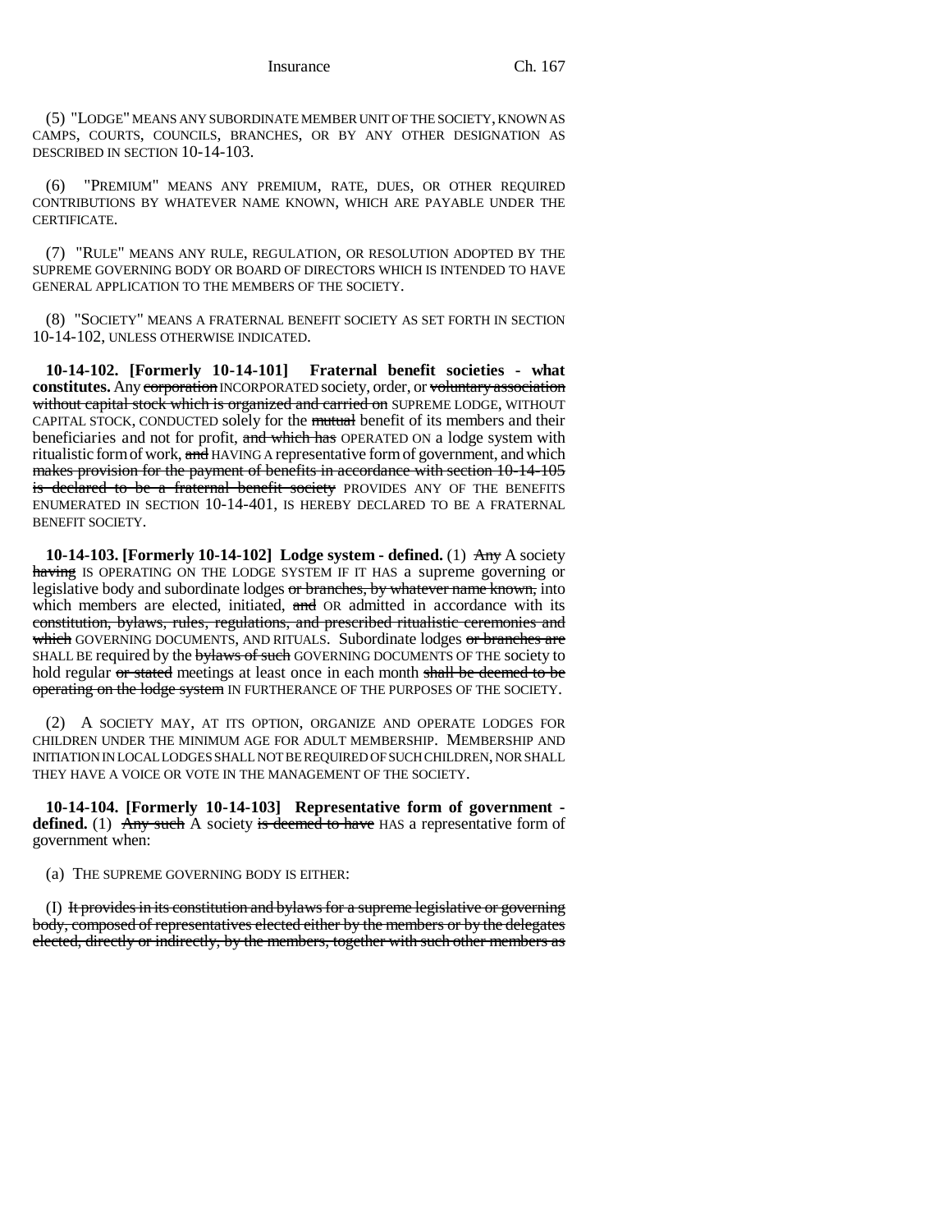(5) "LODGE" MEANS ANY SUBORDINATE MEMBER UNIT OF THE SOCIETY, KNOWN AS CAMPS, COURTS, COUNCILS, BRANCHES, OR BY ANY OTHER DESIGNATION AS DESCRIBED IN SECTION 10-14-103.

(6) "PREMIUM" MEANS ANY PREMIUM, RATE, DUES, OR OTHER REQUIRED CONTRIBUTIONS BY WHATEVER NAME KNOWN, WHICH ARE PAYABLE UNDER THE CERTIFICATE.

(7) "RULE" MEANS ANY RULE, REGULATION, OR RESOLUTION ADOPTED BY THE SUPREME GOVERNING BODY OR BOARD OF DIRECTORS WHICH IS INTENDED TO HAVE GENERAL APPLICATION TO THE MEMBERS OF THE SOCIETY.

(8) "SOCIETY" MEANS A FRATERNAL BENEFIT SOCIETY AS SET FORTH IN SECTION 10-14-102, UNLESS OTHERWISE INDICATED.

**10-14-102. [Formerly 10-14-101] Fraternal benefit societies - what constitutes.** Any ~~corporation~~ INCORPORATED society, order, or ~~voluntary association without capital stock which is organized and carried on~~ SUPREME LODGE, WITHOUT CAPITAL STOCK, CONDUCTED solely for the ~~mutual~~ benefit of its members and their beneficiaries and not for profit, ~~and which has~~ OPERATED ON a lodge system with ritualistic form of work, ~~and~~ HAVING A representative form of government, and which ~~makes provision for the payment of benefits in accordance with section 10-14-105 is declared to be a fraternal benefit society~~ PROVIDES ANY OF THE BENEFITS ENUMERATED IN SECTION 10-14-401, IS HEREBY DECLARED TO BE A FRATERNAL BENEFIT SOCIETY.

**10-14-103. [Formerly 10-14-102] Lodge system - defined.** (1) ~~Any~~ A society ~~having~~ IS OPERATING ON THE LODGE SYSTEM IF IT HAS a supreme governing or legislative body and subordinate lodges ~~or branches, by whatever name known,~~ into which members are elected, initiated, ~~and~~ OR admitted in accordance with its ~~constitution, bylaws, rules, regulations, and prescribed ritualistic ceremonies and which~~ GOVERNING DOCUMENTS, AND RITUALS. Subordinate lodges ~~or branches are~~ SHALL BE required by the ~~bylaws of such~~ GOVERNING DOCUMENTS OF THE society to hold regular ~~or stated~~ meetings at least once in each month ~~shall be deemed to be operating on the lodge system~~ IN FURTHERANCE OF THE PURPOSES OF THE SOCIETY.

(2) A SOCIETY MAY, AT ITS OPTION, ORGANIZE AND OPERATE LODGES FOR CHILDREN UNDER THE MINIMUM AGE FOR ADULT MEMBERSHIP. MEMBERSHIP AND INITIATION IN LOCAL LODGES SHALL NOT BE REQUIRED OF SUCH CHILDREN, NOR SHALL THEY HAVE A VOICE OR VOTE IN THE MANAGEMENT OF THE SOCIETY.

**10-14-104. [Formerly 10-14-103] Representative form of government - defined.** (1) ~~Any such~~ A society ~~is deemed to have~~ HAS a representative form of government when:

(a) THE SUPREME GOVERNING BODY IS EITHER:

(I) ~~It provides in its constitution and bylaws for a supreme legislative or governing body, composed of representatives elected either by the members or by the delegates elected, directly or indirectly, by the members, together with such other members as~~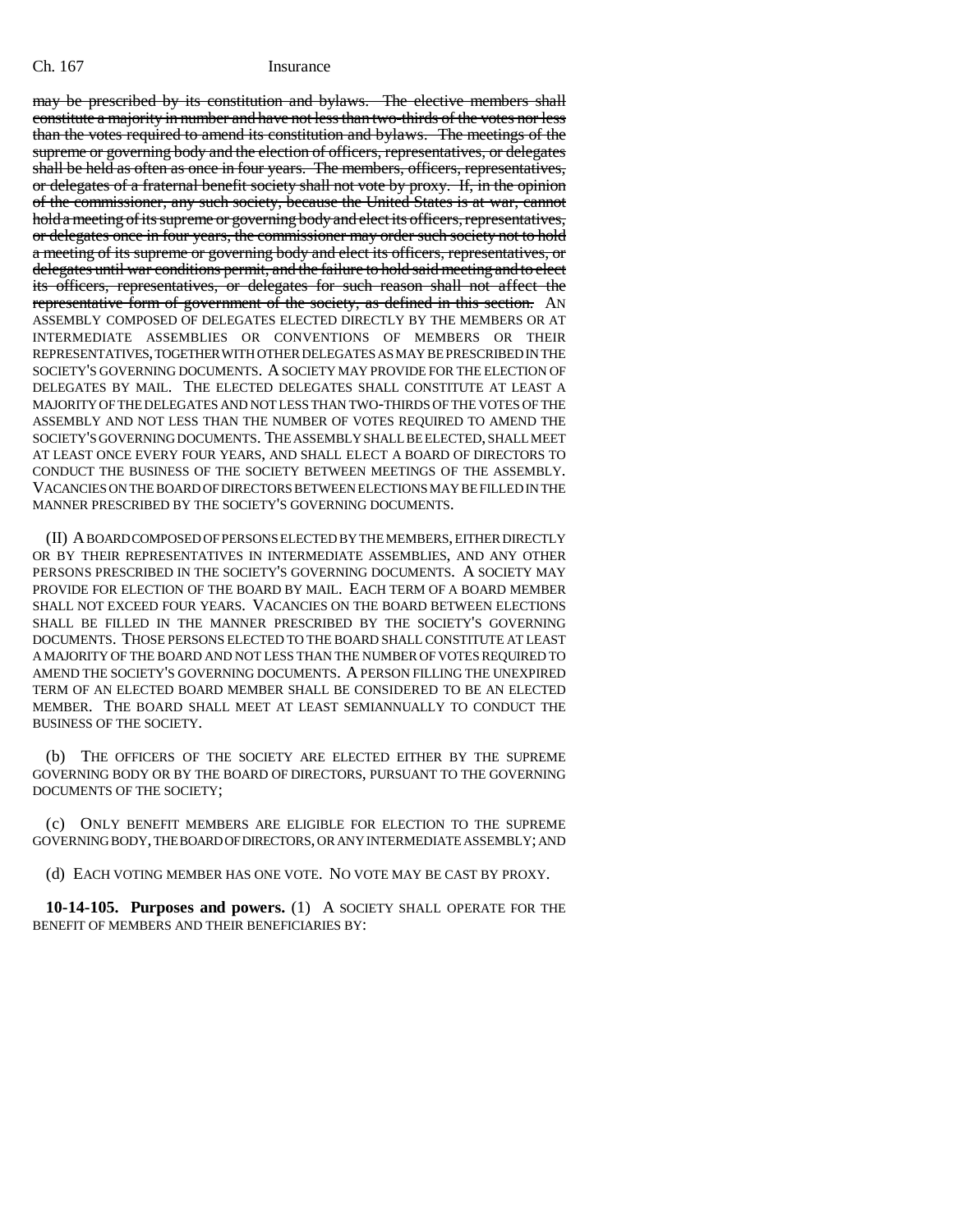~~may be prescribed by its constitution and bylaws. The elective members shall constitute a majority in number and have not less than two-thirds of the votes nor less than the votes required to amend its constitution and bylaws. The meetings of the supreme or governing body and the election of officers, representatives, or delegates shall be held as often as once in four years. The members, officers, representatives, or delegates of a fraternal benefit society shall not vote by proxy. If, in the opinion of the commissioner, any such society, because the United States is at war, cannot hold a meeting of its supreme or governing body and elect its officers, representatives, or delegates once in four years, the commissioner may order such society not to hold a meeting of its supreme or governing body and elect its officers, representatives, or delegates until war conditions permit, and the failure to hold said meeting and to elect its officers, representatives, or delegates for such reason shall not affect the representative form of government of the society, as defined in this section.~~ AN ASSEMBLY COMPOSED OF DELEGATES ELECTED DIRECTLY BY THE MEMBERS OR AT INTERMEDIATE ASSEMBLIES OR CONVENTIONS OF MEMBERS OR THEIR REPRESENTATIVES, TOGETHER WITH OTHER DELEGATES AS MAY BE PRESCRIBED IN THE SOCIETY'S GOVERNING DOCUMENTS. A SOCIETY MAY PROVIDE FOR THE ELECTION OF DELEGATES BY MAIL. THE ELECTED DELEGATES SHALL CONSTITUTE AT LEAST A MAJORITY OF THE DELEGATES AND NOT LESS THAN TWO-THIRDS OF THE VOTES OF THE ASSEMBLY AND NOT LESS THAN THE NUMBER OF VOTES REQUIRED TO AMEND THE SOCIETY'S GOVERNING DOCUMENTS. THE ASSEMBLY SHALL BE ELECTED, SHALL MEET AT LEAST ONCE EVERY FOUR YEARS, AND SHALL ELECT A BOARD OF DIRECTORS TO CONDUCT THE BUSINESS OF THE SOCIETY BETWEEN MEETINGS OF THE ASSEMBLY. VACANCIES ON THE BOARD OF DIRECTORS BETWEEN ELECTIONS MAY BE FILLED IN THE MANNER PRESCRIBED BY THE SOCIETY'S GOVERNING DOCUMENTS.

(II) A BOARD COMPOSED OF PERSONS ELECTED BY THE MEMBERS, EITHER DIRECTLY OR BY THEIR REPRESENTATIVES IN INTERMEDIATE ASSEMBLIES, AND ANY OTHER PERSONS PRESCRIBED IN THE SOCIETY'S GOVERNING DOCUMENTS. A SOCIETY MAY PROVIDE FOR ELECTION OF THE BOARD BY MAIL. EACH TERM OF A BOARD MEMBER SHALL NOT EXCEED FOUR YEARS. VACANCIES ON THE BOARD BETWEEN ELECTIONS SHALL BE FILLED IN THE MANNER PRESCRIBED BY THE SOCIETY'S GOVERNING DOCUMENTS. THOSE PERSONS ELECTED TO THE BOARD SHALL CONSTITUTE AT LEAST A MAJORITY OF THE BOARD AND NOT LESS THAN THE NUMBER OF VOTES REQUIRED TO AMEND THE SOCIETY'S GOVERNING DOCUMENTS. A PERSON FILLING THE UNEXPIRED TERM OF AN ELECTED BOARD MEMBER SHALL BE CONSIDERED TO BE AN ELECTED MEMBER. THE BOARD SHALL MEET AT LEAST SEMIANNUALLY TO CONDUCT THE BUSINESS OF THE SOCIETY.

(b) THE OFFICERS OF THE SOCIETY ARE ELECTED EITHER BY THE SUPREME GOVERNING BODY OR BY THE BOARD OF DIRECTORS, PURSUANT TO THE GOVERNING DOCUMENTS OF THE SOCIETY;

(c) ONLY BENEFIT MEMBERS ARE ELIGIBLE FOR ELECTION TO THE SUPREME GOVERNING BODY, THE BOARD OF DIRECTORS, OR ANY INTERMEDIATE ASSEMBLY; AND

(d) EACH VOTING MEMBER HAS ONE VOTE. NO VOTE MAY BE CAST BY PROXY.

**10-14-105. Purposes and powers.** (1) A SOCIETY SHALL OPERATE FOR THE BENEFIT OF MEMBERS AND THEIR BENEFICIARIES BY: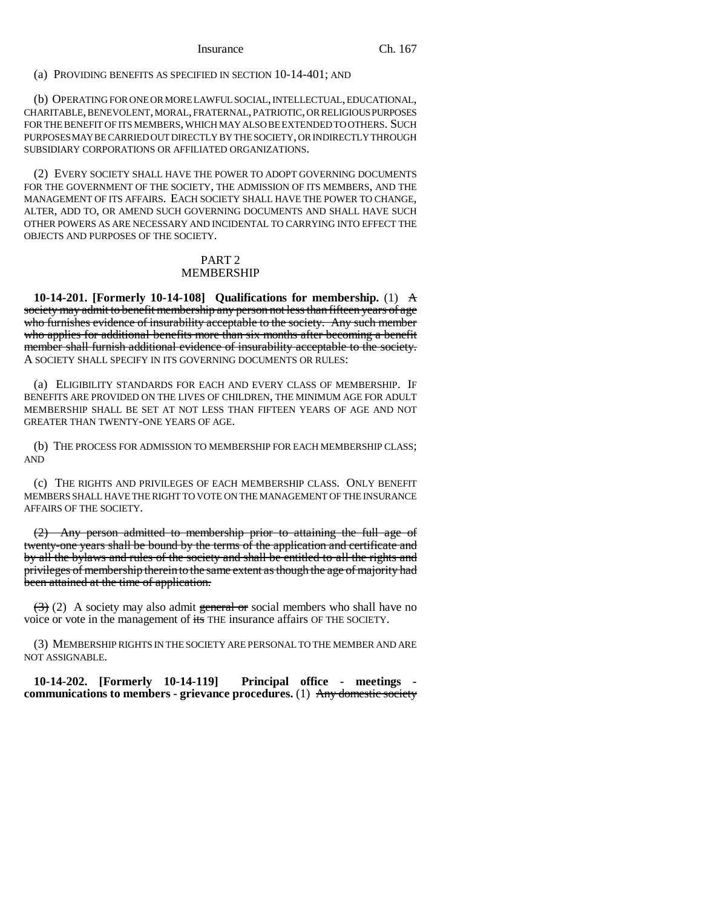(a) PROVIDING BENEFITS AS SPECIFIED IN SECTION 10-14-401; AND

(b) OPERATING FOR ONE OR MORE LAWFUL SOCIAL, INTELLECTUAL, EDUCATIONAL, CHARITABLE, BENEVOLENT, MORAL, FRATERNAL, PATRIOTIC, OR RELIGIOUS PURPOSES FOR THE BENEFIT OF ITS MEMBERS, WHICH MAY ALSO BE EXTENDED TO OTHERS. SUCH PURPOSES MAY BE CARRIED OUT DIRECTLY BY THE SOCIETY, OR INDIRECTLY THROUGH SUBSIDIARY CORPORATIONS OR AFFILIATED ORGANIZATIONS.

(2) EVERY SOCIETY SHALL HAVE THE POWER TO ADOPT GOVERNING DOCUMENTS FOR THE GOVERNMENT OF THE SOCIETY, THE ADMISSION OF ITS MEMBERS, AND THE MANAGEMENT OF ITS AFFAIRS. EACH SOCIETY SHALL HAVE THE POWER TO CHANGE, ALTER, ADD TO, OR AMEND SUCH GOVERNING DOCUMENTS AND SHALL HAVE SUCH OTHER POWERS AS ARE NECESSARY AND INCIDENTAL TO CARRYING INTO EFFECT THE OBJECTS AND PURPOSES OF THE SOCIETY.

## PART 2
## MEMBERSHIP

**10-14-201. [Formerly 10-14-108] Qualifications for membership.** (1) ~~A society may admit to benefit membership any person not less than fifteen years of age who furnishes evidence of insurability acceptable to the society. Any such member who applies for additional benefits more than six months after becoming a benefit member shall furnish additional evidence of insurability acceptable to the society.~~ A SOCIETY SHALL SPECIFY IN ITS GOVERNING DOCUMENTS OR RULES:

(a) ELIGIBILITY STANDARDS FOR EACH AND EVERY CLASS OF MEMBERSHIP. IF BENEFITS ARE PROVIDED ON THE LIVES OF CHILDREN, THE MINIMUM AGE FOR ADULT MEMBERSHIP SHALL BE SET AT NOT LESS THAN FIFTEEN YEARS OF AGE AND NOT GREATER THAN TWENTY-ONE YEARS OF AGE.

(b) THE PROCESS FOR ADMISSION TO MEMBERSHIP FOR EACH MEMBERSHIP CLASS; AND

(c) THE RIGHTS AND PRIVILEGES OF EACH MEMBERSHIP CLASS. ONLY BENEFIT MEMBERS SHALL HAVE THE RIGHT TO VOTE ON THE MANAGEMENT OF THE INSURANCE AFFAIRS OF THE SOCIETY.

~~(2) Any person admitted to membership prior to attaining the full age of twenty-one years shall be bound by the terms of the application and certificate and by all the bylaws and rules of the society and shall be entitled to all the rights and privileges of membership therein to the same extent as though the age of majority had been attained at the time of application.~~

~~(3)~~ (2) A society may also admit ~~general or~~ social members who shall have no voice or vote in the management of ~~its~~ THE insurance affairs OF THE SOCIETY.

(3) MEMBERSHIP RIGHTS IN THE SOCIETY ARE PERSONAL TO THE MEMBER AND ARE NOT ASSIGNABLE.

**10-14-202. [Formerly 10-14-119] Principal office - meetings - communications to members - grievance procedures.** (1) ~~Any domestic society~~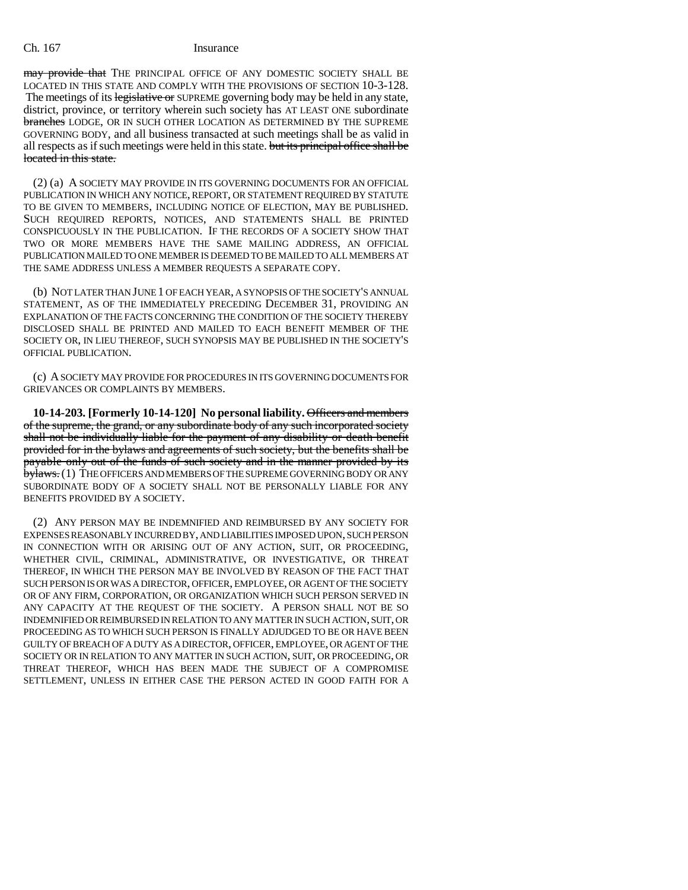~~may provide that~~ THE PRINCIPAL OFFICE OF ANY DOMESTIC SOCIETY SHALL BE LOCATED IN THIS STATE AND COMPLY WITH THE PROVISIONS OF SECTION 10-3-128. The meetings of its ~~legislative or~~ SUPREME governing body may be held in any state, district, province, or territory wherein such society has AT LEAST ONE subordinate ~~branches~~ LODGE, OR IN SUCH OTHER LOCATION AS DETERMINED BY THE SUPREME GOVERNING BODY, and all business transacted at such meetings shall be as valid in all respects as if such meetings were held in this state. ~~but its principal office shall be located in this state.~~

(2) (a) A SOCIETY MAY PROVIDE IN ITS GOVERNING DOCUMENTS FOR AN OFFICIAL PUBLICATION IN WHICH ANY NOTICE, REPORT, OR STATEMENT REQUIRED BY STATUTE TO BE GIVEN TO MEMBERS, INCLUDING NOTICE OF ELECTION, MAY BE PUBLISHED. SUCH REQUIRED REPORTS, NOTICES, AND STATEMENTS SHALL BE PRINTED CONSPICUOUSLY IN THE PUBLICATION. IF THE RECORDS OF A SOCIETY SHOW THAT TWO OR MORE MEMBERS HAVE THE SAME MAILING ADDRESS, AN OFFICIAL PUBLICATION MAILED TO ONE MEMBER IS DEEMED TO BE MAILED TO ALL MEMBERS AT THE SAME ADDRESS UNLESS A MEMBER REQUESTS A SEPARATE COPY.

(b) NOT LATER THAN JUNE 1 OF EACH YEAR, A SYNOPSIS OF THE SOCIETY'S ANNUAL STATEMENT, AS OF THE IMMEDIATELY PRECEDING DECEMBER 31, PROVIDING AN EXPLANATION OF THE FACTS CONCERNING THE CONDITION OF THE SOCIETY THEREBY DISCLOSED SHALL BE PRINTED AND MAILED TO EACH BENEFIT MEMBER OF THE SOCIETY OR, IN LIEU THEREOF, SUCH SYNOPSIS MAY BE PUBLISHED IN THE SOCIETY'S OFFICIAL PUBLICATION.

(c) A SOCIETY MAY PROVIDE FOR PROCEDURES IN ITS GOVERNING DOCUMENTS FOR GRIEVANCES OR COMPLAINTS BY MEMBERS.

**10-14-203. [Formerly 10-14-120] No personal liability.** ~~Officers and members of the supreme, the grand, or any subordinate body of any such incorporated society shall not be individually liable for the payment of any disability or death benefit provided for in the bylaws and agreements of such society, but the benefits shall be payable only out of the funds of such society and in the manner provided by its bylaws.~~ (1) THE OFFICERS AND MEMBERS OF THE SUPREME GOVERNING BODY OR ANY SUBORDINATE BODY OF A SOCIETY SHALL NOT BE PERSONALLY LIABLE FOR ANY BENEFITS PROVIDED BY A SOCIETY.

(2) ANY PERSON MAY BE INDEMNIFIED AND REIMBURSED BY ANY SOCIETY FOR EXPENSES REASONABLY INCURRED BY, AND LIABILITIES IMPOSED UPON, SUCH PERSON IN CONNECTION WITH OR ARISING OUT OF ANY ACTION, SUIT, OR PROCEEDING, WHETHER CIVIL, CRIMINAL, ADMINISTRATIVE, OR INVESTIGATIVE, OR THREAT THEREOF, IN WHICH THE PERSON MAY BE INVOLVED BY REASON OF THE FACT THAT SUCH PERSON IS OR WAS A DIRECTOR, OFFICER, EMPLOYEE, OR AGENT OF THE SOCIETY OR OF ANY FIRM, CORPORATION, OR ORGANIZATION WHICH SUCH PERSON SERVED IN ANY CAPACITY AT THE REQUEST OF THE SOCIETY. A PERSON SHALL NOT BE SO INDEMNIFIED OR REIMBURSED IN RELATION TO ANY MATTER IN SUCH ACTION, SUIT, OR PROCEEDING AS TO WHICH SUCH PERSON IS FINALLY ADJUDGED TO BE OR HAVE BEEN GUILTY OF BREACH OF A DUTY AS A DIRECTOR, OFFICER, EMPLOYEE, OR AGENT OF THE SOCIETY OR IN RELATION TO ANY MATTER IN SUCH ACTION, SUIT, OR PROCEEDING, OR THREAT THEREOF, WHICH HAS BEEN MADE THE SUBJECT OF A COMPROMISE SETTLEMENT, UNLESS IN EITHER CASE THE PERSON ACTED IN GOOD FAITH FOR A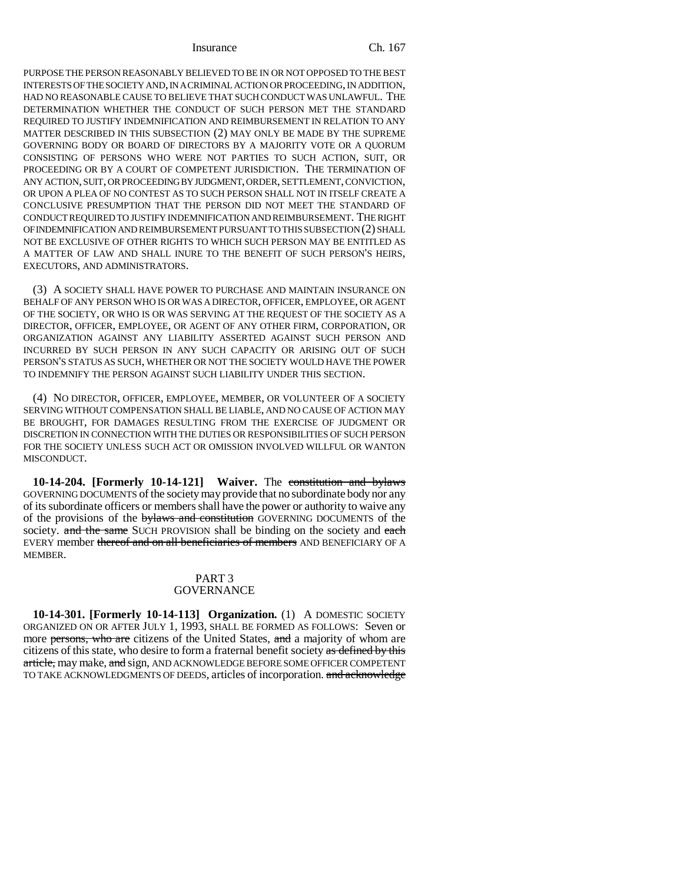PURPOSE THE PERSON REASONABLY BELIEVED TO BE IN OR NOT OPPOSED TO THE BEST INTERESTS OF THE SOCIETY AND, IN A CRIMINAL ACTION OR PROCEEDING, IN ADDITION, HAD NO REASONABLE CAUSE TO BELIEVE THAT SUCH CONDUCT WAS UNLAWFUL. THE DETERMINATION WHETHER THE CONDUCT OF SUCH PERSON MET THE STANDARD REQUIRED TO JUSTIFY INDEMNIFICATION AND REIMBURSEMENT IN RELATION TO ANY MATTER DESCRIBED IN THIS SUBSECTION (2) MAY ONLY BE MADE BY THE SUPREME GOVERNING BODY OR BOARD OF DIRECTORS BY A MAJORITY VOTE OR A QUORUM CONSISTING OF PERSONS WHO WERE NOT PARTIES TO SUCH ACTION, SUIT, OR PROCEEDING OR BY A COURT OF COMPETENT JURISDICTION. THE TERMINATION OF ANY ACTION, SUIT, OR PROCEEDING BY JUDGMENT, ORDER, SETTLEMENT, CONVICTION, OR UPON A PLEA OF NO CONTEST AS TO SUCH PERSON SHALL NOT IN ITSELF CREATE A CONCLUSIVE PRESUMPTION THAT THE PERSON DID NOT MEET THE STANDARD OF CONDUCT REQUIRED TO JUSTIFY INDEMNIFICATION AND REIMBURSEMENT. THE RIGHT OF INDEMNIFICATION AND REIMBURSEMENT PURSUANT TO THIS SUBSECTION (2) SHALL NOT BE EXCLUSIVE OF OTHER RIGHTS TO WHICH SUCH PERSON MAY BE ENTITLED AS A MATTER OF LAW AND SHALL INURE TO THE BENEFIT OF SUCH PERSON'S HEIRS, EXECUTORS, AND ADMINISTRATORS.

(3) A SOCIETY SHALL HAVE POWER TO PURCHASE AND MAINTAIN INSURANCE ON BEHALF OF ANY PERSON WHO IS OR WAS A DIRECTOR, OFFICER, EMPLOYEE, OR AGENT OF THE SOCIETY, OR WHO IS OR WAS SERVING AT THE REQUEST OF THE SOCIETY AS A DIRECTOR, OFFICER, EMPLOYEE, OR AGENT OF ANY OTHER FIRM, CORPORATION, OR ORGANIZATION AGAINST ANY LIABILITY ASSERTED AGAINST SUCH PERSON AND INCURRED BY SUCH PERSON IN ANY SUCH CAPACITY OR ARISING OUT OF SUCH PERSON'S STATUS AS SUCH, WHETHER OR NOT THE SOCIETY WOULD HAVE THE POWER TO INDEMNIFY THE PERSON AGAINST SUCH LIABILITY UNDER THIS SECTION.

(4) NO DIRECTOR, OFFICER, EMPLOYEE, MEMBER, OR VOLUNTEER OF A SOCIETY SERVING WITHOUT COMPENSATION SHALL BE LIABLE, AND NO CAUSE OF ACTION MAY BE BROUGHT, FOR DAMAGES RESULTING FROM THE EXERCISE OF JUDGMENT OR DISCRETION IN CONNECTION WITH THE DUTIES OR RESPONSIBILITIES OF SUCH PERSON FOR THE SOCIETY UNLESS SUCH ACT OR OMISSION INVOLVED WILLFUL OR WANTON MISCONDUCT.

**10-14-204. [Formerly 10-14-121] Waiver.** The ~~constitution and bylaws~~ GOVERNING DOCUMENTS of the society may provide that no subordinate body nor any of its subordinate officers or members shall have the power or authority to waive any of the provisions of the ~~bylaws and constitution~~ GOVERNING DOCUMENTS of the society. ~~and the same~~ SUCH PROVISION shall be binding on the society and ~~each~~ EVERY member ~~thereof and on all beneficiaries of members~~ AND BENEFICIARY OF A MEMBER.

## PART 3
## GOVERNANCE

**10-14-301. [Formerly 10-14-113] Organization.** (1) A DOMESTIC SOCIETY ORGANIZED ON OR AFTER JULY 1, 1993, SHALL BE FORMED AS FOLLOWS: Seven or more ~~persons, who are~~ citizens of the United States, ~~and~~ a majority of whom are citizens of this state, who desire to form a fraternal benefit society ~~as defined by this article,~~ may make, ~~and~~ sign, AND ACKNOWLEDGE BEFORE SOME OFFICER COMPETENT TO TAKE ACKNOWLEDGMENTS OF DEEDS, articles of incorporation. ~~and acknowledge~~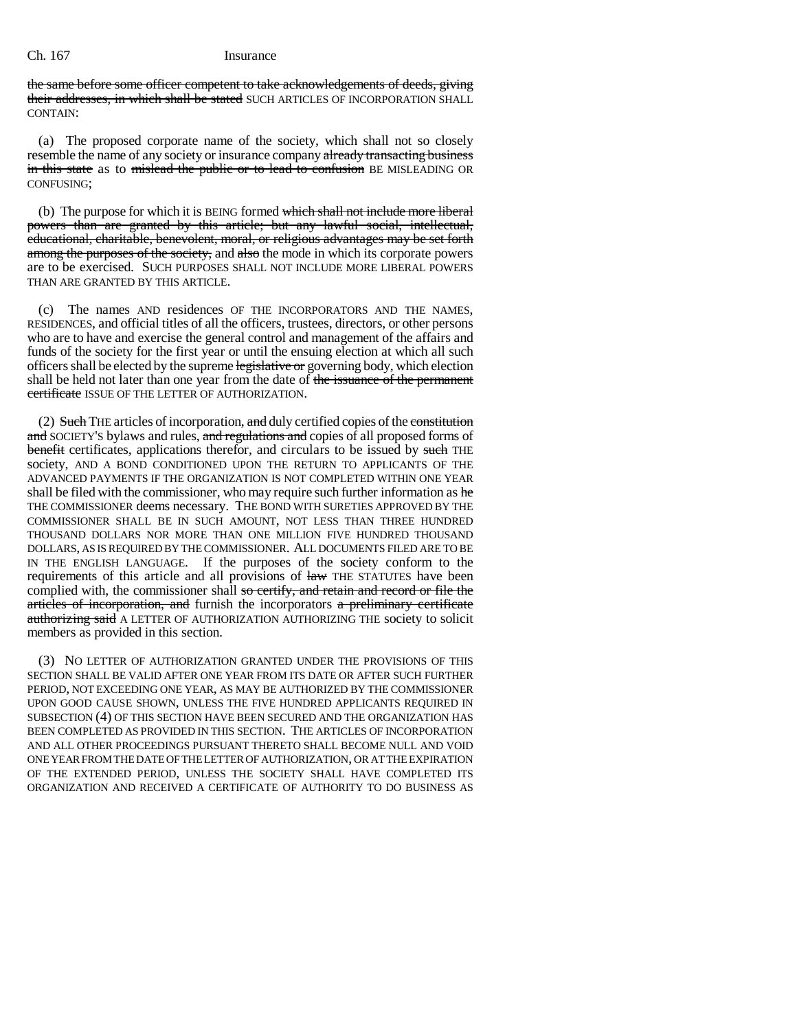the same before some officer competent to take acknowledgements of deeds, giving their addresses, in which shall be stated SUCH ARTICLES OF INCORPORATION SHALL CONTAIN:

(a) The proposed corporate name of the society, which shall not so closely resemble the name of any society or insurance company already transacting business in this state as to mislead the public or to lead to confusion BE MISLEADING OR CONFUSING;

(b) The purpose for which it is BEING formed which shall not include more liberal powers than are granted by this article; but any lawful social, intellectual, educational, charitable, benevolent, moral, or religious advantages may be set forth among the purposes of the society, and also the mode in which its corporate powers are to be exercised. SUCH PURPOSES SHALL NOT INCLUDE MORE LIBERAL POWERS THAN ARE GRANTED BY THIS ARTICLE.

(c) The names AND residences OF THE INCORPORATORS AND THE NAMES, RESIDENCES, and official titles of all the officers, trustees, directors, or other persons who are to have and exercise the general control and management of the affairs and funds of the society for the first year or until the ensuing election at which all such officers shall be elected by the supreme legislative or governing body, which election shall be held not later than one year from the date of the issuance of the permanent certificate ISSUE OF THE LETTER OF AUTHORIZATION.

(2) Such THE articles of incorporation, and duly certified copies of the constitution and SOCIETY'S bylaws and rules, and regulations and copies of all proposed forms of benefit certificates, applications therefor, and circulars to be issued by such THE society, AND A BOND CONDITIONED UPON THE RETURN TO APPLICANTS OF THE ADVANCED PAYMENTS IF THE ORGANIZATION IS NOT COMPLETED WITHIN ONE YEAR shall be filed with the commissioner, who may require such further information as he THE COMMISSIONER deems necessary. THE BOND WITH SURETIES APPROVED BY THE COMMISSIONER SHALL BE IN SUCH AMOUNT, NOT LESS THAN THREE HUNDRED THOUSAND DOLLARS NOR MORE THAN ONE MILLION FIVE HUNDRED THOUSAND DOLLARS, AS IS REQUIRED BY THE COMMISSIONER. ALL DOCUMENTS FILED ARE TO BE IN THE ENGLISH LANGUAGE. If the purposes of the society conform to the requirements of this article and all provisions of law THE STATUTES have been complied with, the commissioner shall so certify, and retain and record or file the articles of incorporation, and furnish the incorporators a preliminary certificate authorizing said A LETTER OF AUTHORIZATION AUTHORIZING THE society to solicit members as provided in this section.

(3) NO LETTER OF AUTHORIZATION GRANTED UNDER THE PROVISIONS OF THIS SECTION SHALL BE VALID AFTER ONE YEAR FROM ITS DATE OR AFTER SUCH FURTHER PERIOD, NOT EXCEEDING ONE YEAR, AS MAY BE AUTHORIZED BY THE COMMISSIONER UPON GOOD CAUSE SHOWN, UNLESS THE FIVE HUNDRED APPLICANTS REQUIRED IN SUBSECTION (4) OF THIS SECTION HAVE BEEN SECURED AND THE ORGANIZATION HAS BEEN COMPLETED AS PROVIDED IN THIS SECTION. THE ARTICLES OF INCORPORATION AND ALL OTHER PROCEEDINGS PURSUANT THERETO SHALL BECOME NULL AND VOID ONE YEAR FROM THE DATE OF THE LETTER OF AUTHORIZATION, OR AT THE EXPIRATION OF THE EXTENDED PERIOD, UNLESS THE SOCIETY SHALL HAVE COMPLETED ITS ORGANIZATION AND RECEIVED A CERTIFICATE OF AUTHORITY TO DO BUSINESS AS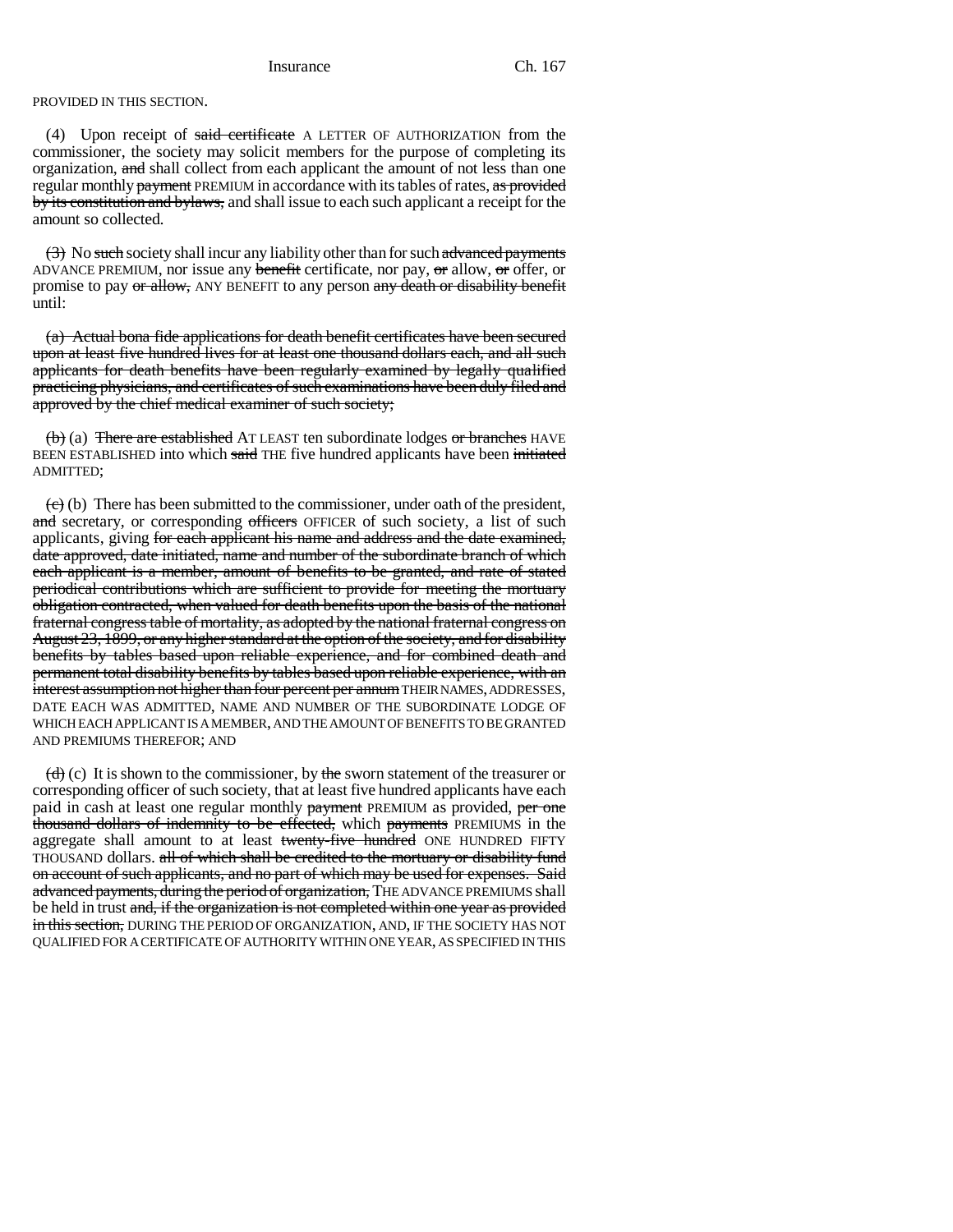PROVIDED IN THIS SECTION.

(4) Upon receipt of ~~said certificate~~ A LETTER OF AUTHORIZATION from the commissioner, the society may solicit members for the purpose of completing its organization, ~~and~~ shall collect from each applicant the amount of not less than one regular monthly ~~payment~~ PREMIUM in accordance with its tables of rates, ~~as provided by its constitution and bylaws,~~ and shall issue to each such applicant a receipt for the amount so collected.

~~(3)~~ No ~~such~~ society shall incur any liability other than for such ~~advanced payments~~ ADVANCE PREMIUM, nor issue any ~~benefit~~ certificate, nor pay, ~~or~~ allow, ~~or~~ offer, or promise to pay ~~or allow,~~ ANY BENEFIT to any person ~~any death or disability benefit~~ until:

~~(a) Actual bona fide applications for death benefit certificates have been secured upon at least five hundred lives for at least one thousand dollars each, and all such applicants for death benefits have been regularly examined by legally qualified practicing physicians, and certificates of such examinations have been duly filed and approved by the chief medical examiner of such society;~~

~~(b)~~ (a) ~~There are established~~ AT LEAST ten subordinate lodges ~~or branches~~ HAVE BEEN ESTABLISHED into which ~~said~~ THE five hundred applicants have been ~~initiated~~ ADMITTED;

~~(c)~~ (b) There has been submitted to the commissioner, under oath of the president, ~~and~~ secretary, or corresponding ~~officers~~ OFFICER of such society, a list of such applicants, giving ~~for each applicant his name and address and the date examined, date approved, date initiated, name and number of the subordinate branch of which each applicant is a member, amount of benefits to be granted, and rate of stated periodical contributions which are sufficient to provide for meeting the mortuary obligation contracted, when valued for death benefits upon the basis of the national fraternal congress table of mortality, as adopted by the national fraternal congress on August 23, 1899, or any higher standard at the option of the society, and for disability benefits by tables based upon reliable experience, and for combined death and permanent total disability benefits by tables based upon reliable experience, with an interest assumption not higher than four percent per annum~~ THEIR NAMES, ADDRESSES, DATE EACH WAS ADMITTED, NAME AND NUMBER OF THE SUBORDINATE LODGE OF WHICH EACH APPLICANT IS A MEMBER, AND THE AMOUNT OF BENEFITS TO BE GRANTED AND PREMIUMS THEREFOR; AND

~~(d)~~ (c) It is shown to the commissioner, by ~~the~~ sworn statement of the treasurer or corresponding officer of such society, that at least five hundred applicants have each paid in cash at least one regular monthly ~~payment~~ PREMIUM as provided, ~~per one thousand dollars of indemnity to be effected,~~ which ~~payments~~ PREMIUMS in the aggregate shall amount to at least ~~twenty-five hundred~~ ONE HUNDRED FIFTY THOUSAND dollars. ~~all of which shall be credited to the mortuary or disability fund on account of such applicants, and no part of which may be used for expenses. Said advanced payments, during the period of organization,~~ THE ADVANCE PREMIUMS shall be held in trust ~~and, if the organization is not completed within one year as provided in this section,~~ DURING THE PERIOD OF ORGANIZATION, AND, IF THE SOCIETY HAS NOT QUALIFIED FOR A CERTIFICATE OF AUTHORITY WITHIN ONE YEAR, AS SPECIFIED IN THIS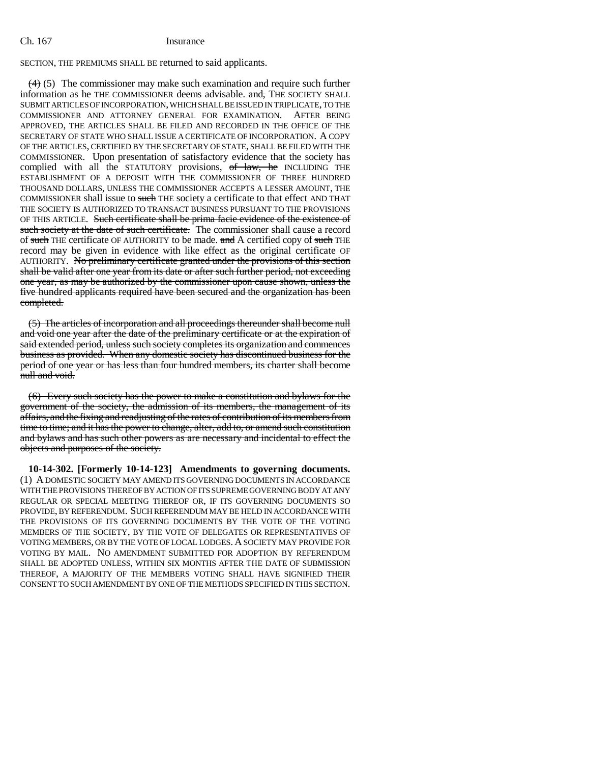SECTION, THE PREMIUMS SHALL BE returned to said applicants.

~~(4)~~ (5) The commissioner may make such examination and require such further information as ~~he~~ THE COMMISSIONER deems advisable. ~~and,~~ THE SOCIETY SHALL SUBMIT ARTICLES OF INCORPORATION, WHICH SHALL BE ISSUED IN TRIPLICATE, TO THE COMMISSIONER AND ATTORNEY GENERAL FOR EXAMINATION. AFTER BEING APPROVED, THE ARTICLES SHALL BE FILED AND RECORDED IN THE OFFICE OF THE SECRETARY OF STATE WHO SHALL ISSUE A CERTIFICATE OF INCORPORATION. A COPY OF THE ARTICLES, CERTIFIED BY THE SECRETARY OF STATE, SHALL BE FILED WITH THE COMMISSIONER. Upon presentation of satisfactory evidence that the society has complied with all the STATUTORY provisions, ~~of law, he~~ INCLUDING THE ESTABLISHMENT OF A DEPOSIT WITH THE COMMISSIONER OF THREE HUNDRED THOUSAND DOLLARS, UNLESS THE COMMISSIONER ACCEPTS A LESSER AMOUNT, THE COMMISSIONER shall issue to ~~such~~ THE society a certificate to that effect AND THAT THE SOCIETY IS AUTHORIZED TO TRANSACT BUSINESS PURSUANT TO THE PROVISIONS OF THIS ARTICLE. ~~Such certificate shall be prima facie evidence of the existence of such society at the date of such certificate.~~ The commissioner shall cause a record of ~~such~~ THE certificate OF AUTHORITY to be made. ~~and~~ A certified copy of ~~such~~ THE record may be given in evidence with like effect as the original certificate OF AUTHORITY. ~~No preliminary certificate granted under the provisions of this section shall be valid after one year from its date or after such further period, not exceeding one year, as may be authorized by the commissioner upon cause shown, unless the five hundred applicants required have been secured and the organization has been completed.~~

~~(5) The articles of incorporation and all proceedings thereunder shall become null and void one year after the date of the preliminary certificate or at the expiration of said extended period, unless such society completes its organization and commences business as provided. When any domestic society has discontinued business for the period of one year or has less than four hundred members, its charter shall become null and void.~~

~~(6) Every such society has the power to make a constitution and bylaws for the government of the society, the admission of its members, the management of its affairs, and the fixing and readjusting of the rates of contribution of its members from time to time; and it has the power to change, alter, add to, or amend such constitution and bylaws and has such other powers as are necessary and incidental to effect the objects and purposes of the society.~~

**10-14-302. [Formerly 10-14-123] Amendments to governing documents.** (1) A DOMESTIC SOCIETY MAY AMEND ITS GOVERNING DOCUMENTS IN ACCORDANCE WITH THE PROVISIONS THEREOF BY ACTION OF ITS SUPREME GOVERNING BODY AT ANY REGULAR OR SPECIAL MEETING THEREOF OR, IF ITS GOVERNING DOCUMENTS SO PROVIDE, BY REFERENDUM. SUCH REFERENDUM MAY BE HELD IN ACCORDANCE WITH THE PROVISIONS OF ITS GOVERNING DOCUMENTS BY THE VOTE OF THE VOTING MEMBERS OF THE SOCIETY, BY THE VOTE OF DELEGATES OR REPRESENTATIVES OF VOTING MEMBERS, OR BY THE VOTE OF LOCAL LODGES. A SOCIETY MAY PROVIDE FOR VOTING BY MAIL. NO AMENDMENT SUBMITTED FOR ADOPTION BY REFERENDUM SHALL BE ADOPTED UNLESS, WITHIN SIX MONTHS AFTER THE DATE OF SUBMISSION THEREOF, A MAJORITY OF THE MEMBERS VOTING SHALL HAVE SIGNIFIED THEIR CONSENT TO SUCH AMENDMENT BY ONE OF THE METHODS SPECIFIED IN THIS SECTION.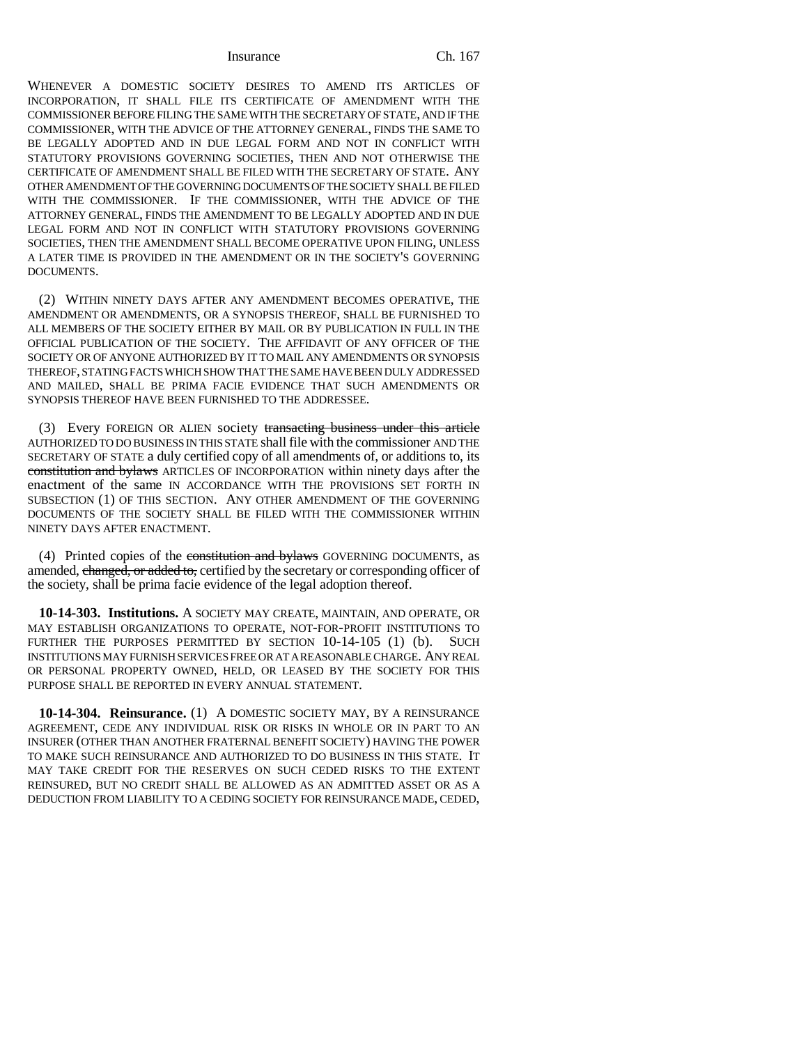WHENEVER A DOMESTIC SOCIETY DESIRES TO AMEND ITS ARTICLES OF INCORPORATION, IT SHALL FILE ITS CERTIFICATE OF AMENDMENT WITH THE COMMISSIONER BEFORE FILING THE SAME WITH THE SECRETARY OF STATE, AND IF THE COMMISSIONER, WITH THE ADVICE OF THE ATTORNEY GENERAL, FINDS THE SAME TO BE LEGALLY ADOPTED AND IN DUE LEGAL FORM AND NOT IN CONFLICT WITH STATUTORY PROVISIONS GOVERNING SOCIETIES, THEN AND NOT OTHERWISE THE CERTIFICATE OF AMENDMENT SHALL BE FILED WITH THE SECRETARY OF STATE. ANY OTHER AMENDMENT OF THE GOVERNING DOCUMENTS OF THE SOCIETY SHALL BE FILED WITH THE COMMISSIONER. IF THE COMMISSIONER, WITH THE ADVICE OF THE ATTORNEY GENERAL, FINDS THE AMENDMENT TO BE LEGALLY ADOPTED AND IN DUE LEGAL FORM AND NOT IN CONFLICT WITH STATUTORY PROVISIONS GOVERNING SOCIETIES, THEN THE AMENDMENT SHALL BECOME OPERATIVE UPON FILING, UNLESS A LATER TIME IS PROVIDED IN THE AMENDMENT OR IN THE SOCIETY'S GOVERNING DOCUMENTS.

(2) WITHIN NINETY DAYS AFTER ANY AMENDMENT BECOMES OPERATIVE, THE AMENDMENT OR AMENDMENTS, OR A SYNOPSIS THEREOF, SHALL BE FURNISHED TO ALL MEMBERS OF THE SOCIETY EITHER BY MAIL OR BY PUBLICATION IN FULL IN THE OFFICIAL PUBLICATION OF THE SOCIETY. THE AFFIDAVIT OF ANY OFFICER OF THE SOCIETY OR OF ANYONE AUTHORIZED BY IT TO MAIL ANY AMENDMENTS OR SYNOPSIS THEREOF, STATING FACTS WHICH SHOW THAT THE SAME HAVE BEEN DULY ADDRESSED AND MAILED, SHALL BE PRIMA FACIE EVIDENCE THAT SUCH AMENDMENTS OR SYNOPSIS THEREOF HAVE BEEN FURNISHED TO THE ADDRESSEE.

(3) Every FOREIGN OR ALIEN society ~~transacting business under this article~~ AUTHORIZED TO DO BUSINESS IN THIS STATE shall file with the commissioner AND THE SECRETARY OF STATE a duly certified copy of all amendments of, or additions to, its ~~constitution and bylaws~~ ARTICLES OF INCORPORATION within ninety days after the enactment of the same IN ACCORDANCE WITH THE PROVISIONS SET FORTH IN SUBSECTION (1) OF THIS SECTION. ANY OTHER AMENDMENT OF THE GOVERNING DOCUMENTS OF THE SOCIETY SHALL BE FILED WITH THE COMMISSIONER WITHIN NINETY DAYS AFTER ENACTMENT.

(4) Printed copies of the ~~constitution and bylaws~~ GOVERNING DOCUMENTS, as amended, ~~changed, or added to,~~ certified by the secretary or corresponding officer of the society, shall be prima facie evidence of the legal adoption thereof.

**10-14-303. Institutions.** A SOCIETY MAY CREATE, MAINTAIN, AND OPERATE, OR MAY ESTABLISH ORGANIZATIONS TO OPERATE, NOT-FOR-PROFIT INSTITUTIONS TO FURTHER THE PURPOSES PERMITTED BY SECTION 10-14-105 (1) (b). SUCH INSTITUTIONS MAY FURNISH SERVICES FREE OR AT A REASONABLE CHARGE. ANY REAL OR PERSONAL PROPERTY OWNED, HELD, OR LEASED BY THE SOCIETY FOR THIS PURPOSE SHALL BE REPORTED IN EVERY ANNUAL STATEMENT.

**10-14-304. Reinsurance.** (1) A DOMESTIC SOCIETY MAY, BY A REINSURANCE AGREEMENT, CEDE ANY INDIVIDUAL RISK OR RISKS IN WHOLE OR IN PART TO AN INSURER (OTHER THAN ANOTHER FRATERNAL BENEFIT SOCIETY) HAVING THE POWER TO MAKE SUCH REINSURANCE AND AUTHORIZED TO DO BUSINESS IN THIS STATE. IT MAY TAKE CREDIT FOR THE RESERVES ON SUCH CEDED RISKS TO THE EXTENT REINSURED, BUT NO CREDIT SHALL BE ALLOWED AS AN ADMITTED ASSET OR AS A DEDUCTION FROM LIABILITY TO A CEDING SOCIETY FOR REINSURANCE MADE, CEDED,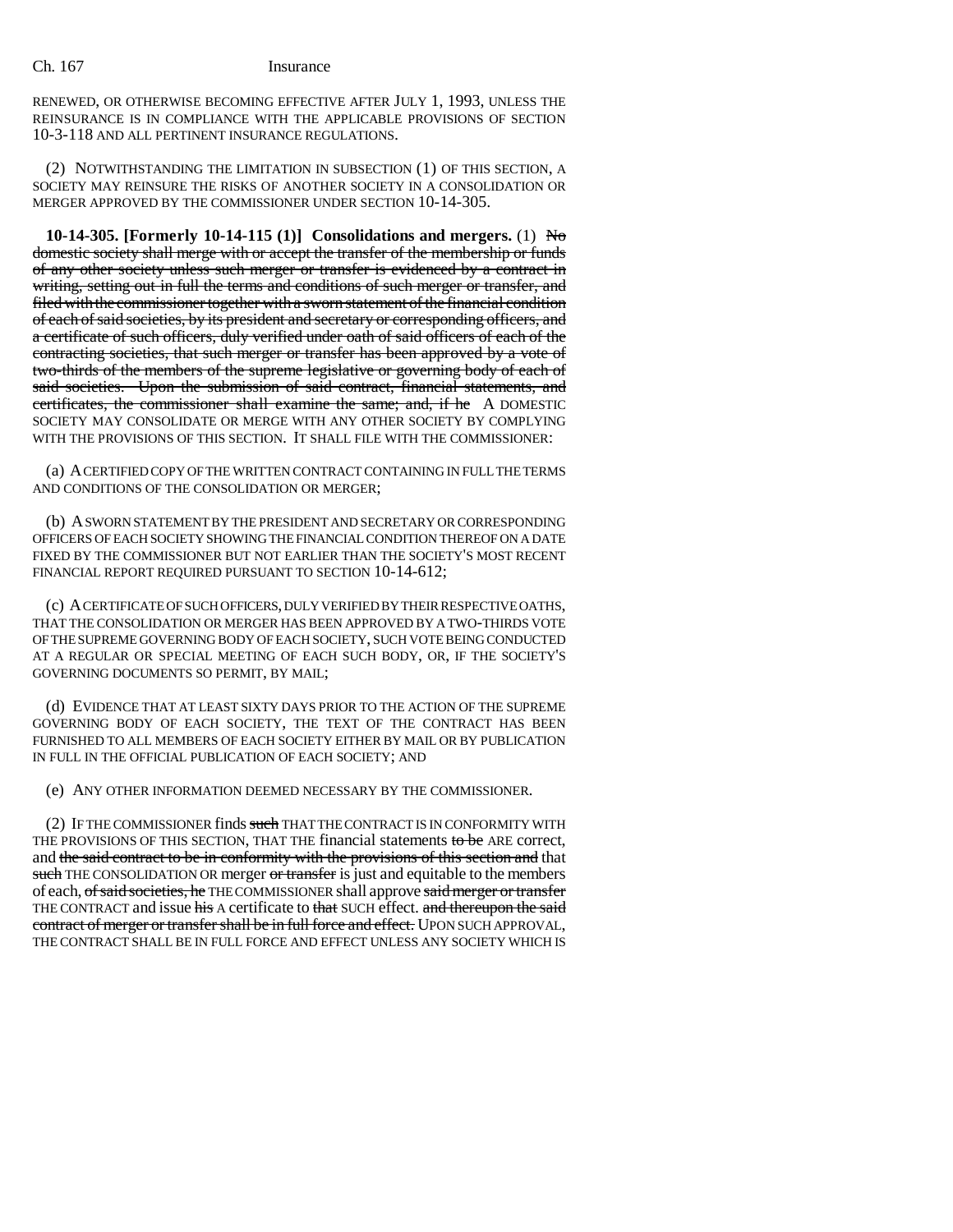RENEWED, OR OTHERWISE BECOMING EFFECTIVE AFTER JULY 1, 1993, UNLESS THE REINSURANCE IS IN COMPLIANCE WITH THE APPLICABLE PROVISIONS OF SECTION 10-3-118 AND ALL PERTINENT INSURANCE REGULATIONS.

(2) NOTWITHSTANDING THE LIMITATION IN SUBSECTION (1) OF THIS SECTION, A SOCIETY MAY REINSURE THE RISKS OF ANOTHER SOCIETY IN A CONSOLIDATION OR MERGER APPROVED BY THE COMMISSIONER UNDER SECTION 10-14-305.

**10-14-305. [Formerly 10-14-115 (1)] Consolidations and mergers.** (1) ~~No domestic society shall merge with or accept the transfer of the membership or funds of any other society unless such merger or transfer is evidenced by a contract in writing, setting out in full the terms and conditions of such merger or transfer, and filed with the commissioner together with a sworn statement of the financial condition of each of said societies, by its president and secretary or corresponding officers, and a certificate of such officers, duly verified under oath of said officers of each of the contracting societies, that such merger or transfer has been approved by a vote of two-thirds of the members of the supreme legislative or governing body of each of said societies. Upon the submission of said contract, financial statements, and certificates, the commissioner shall examine the same; and, if he~~ A DOMESTIC SOCIETY MAY CONSOLIDATE OR MERGE WITH ANY OTHER SOCIETY BY COMPLYING WITH THE PROVISIONS OF THIS SECTION. IT SHALL FILE WITH THE COMMISSIONER:

(a) A CERTIFIED COPY OF THE WRITTEN CONTRACT CONTAINING IN FULL THE TERMS AND CONDITIONS OF THE CONSOLIDATION OR MERGER;

(b) A SWORN STATEMENT BY THE PRESIDENT AND SECRETARY OR CORRESPONDING OFFICERS OF EACH SOCIETY SHOWING THE FINANCIAL CONDITION THEREOF ON A DATE FIXED BY THE COMMISSIONER BUT NOT EARLIER THAN THE SOCIETY'S MOST RECENT FINANCIAL REPORT REQUIRED PURSUANT TO SECTION 10-14-612;

(c) A CERTIFICATE OF SUCH OFFICERS, DULY VERIFIED BY THEIR RESPECTIVE OATHS, THAT THE CONSOLIDATION OR MERGER HAS BEEN APPROVED BY A TWO-THIRDS VOTE OF THE SUPREME GOVERNING BODY OF EACH SOCIETY, SUCH VOTE BEING CONDUCTED AT A REGULAR OR SPECIAL MEETING OF EACH SUCH BODY, OR, IF THE SOCIETY'S GOVERNING DOCUMENTS SO PERMIT, BY MAIL;

(d) EVIDENCE THAT AT LEAST SIXTY DAYS PRIOR TO THE ACTION OF THE SUPREME GOVERNING BODY OF EACH SOCIETY, THE TEXT OF THE CONTRACT HAS BEEN FURNISHED TO ALL MEMBERS OF EACH SOCIETY EITHER BY MAIL OR BY PUBLICATION IN FULL IN THE OFFICIAL PUBLICATION OF EACH SOCIETY; AND

(e) ANY OTHER INFORMATION DEEMED NECESSARY BY THE COMMISSIONER.

(2) IF THE COMMISSIONER finds ~~such~~ THAT THE CONTRACT IS IN CONFORMITY WITH THE PROVISIONS OF THIS SECTION, THAT THE financial statements ~~to be~~ ARE correct, and ~~the said contract to be in conformity with the provisions of this section and~~ that ~~such~~ THE CONSOLIDATION OR merger ~~or transfer~~ is just and equitable to the members of each, ~~of said societies, he~~ THE COMMISSIONER shall approve ~~said merger or transfer~~ THE CONTRACT and issue ~~his~~ A certificate to ~~that~~ SUCH effect. ~~and thereupon the said contract of merger or transfer shall be in full force and effect.~~ UPON SUCH APPROVAL, THE CONTRACT SHALL BE IN FULL FORCE AND EFFECT UNLESS ANY SOCIETY WHICH IS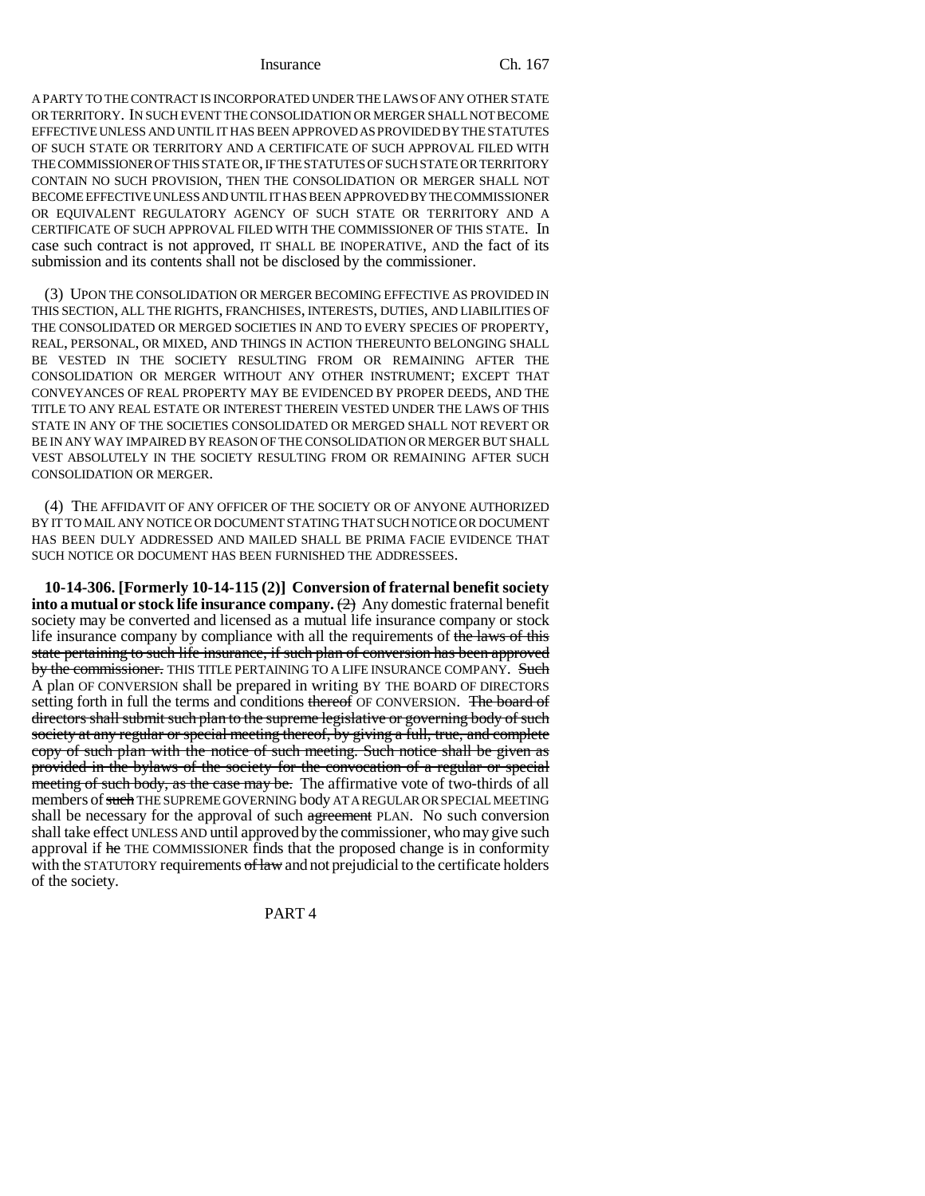A PARTY TO THE CONTRACT IS INCORPORATED UNDER THE LAWS OF ANY OTHER STATE OR TERRITORY. IN SUCH EVENT THE CONSOLIDATION OR MERGER SHALL NOT BECOME EFFECTIVE UNLESS AND UNTIL IT HAS BEEN APPROVED AS PROVIDED BY THE STATUTES OF SUCH STATE OR TERRITORY AND A CERTIFICATE OF SUCH APPROVAL FILED WITH THE COMMISSIONER OF THIS STATE OR, IF THE STATUTES OF SUCH STATE OR TERRITORY CONTAIN NO SUCH PROVISION, THEN THE CONSOLIDATION OR MERGER SHALL NOT BECOME EFFECTIVE UNLESS AND UNTIL IT HAS BEEN APPROVED BY THE COMMISSIONER OR EQUIVALENT REGULATORY AGENCY OF SUCH STATE OR TERRITORY AND A CERTIFICATE OF SUCH APPROVAL FILED WITH THE COMMISSIONER OF THIS STATE. In case such contract is not approved, IT SHALL BE INOPERATIVE, AND the fact of its submission and its contents shall not be disclosed by the commissioner.

(3) UPON THE CONSOLIDATION OR MERGER BECOMING EFFECTIVE AS PROVIDED IN THIS SECTION, ALL THE RIGHTS, FRANCHISES, INTERESTS, DUTIES, AND LIABILITIES OF THE CONSOLIDATED OR MERGED SOCIETIES IN AND TO EVERY SPECIES OF PROPERTY, REAL, PERSONAL, OR MIXED, AND THINGS IN ACTION THEREUNTO BELONGING SHALL BE VESTED IN THE SOCIETY RESULTING FROM OR REMAINING AFTER THE CONSOLIDATION OR MERGER WITHOUT ANY OTHER INSTRUMENT; EXCEPT THAT CONVEYANCES OF REAL PROPERTY MAY BE EVIDENCED BY PROPER DEEDS, AND THE TITLE TO ANY REAL ESTATE OR INTEREST THEREIN VESTED UNDER THE LAWS OF THIS STATE IN ANY OF THE SOCIETIES CONSOLIDATED OR MERGED SHALL NOT REVERT OR BE IN ANY WAY IMPAIRED BY REASON OF THE CONSOLIDATION OR MERGER BUT SHALL VEST ABSOLUTELY IN THE SOCIETY RESULTING FROM OR REMAINING AFTER SUCH CONSOLIDATION OR MERGER.

(4) THE AFFIDAVIT OF ANY OFFICER OF THE SOCIETY OR OF ANYONE AUTHORIZED BY IT TO MAIL ANY NOTICE OR DOCUMENT STATING THAT SUCH NOTICE OR DOCUMENT HAS BEEN DULY ADDRESSED AND MAILED SHALL BE PRIMA FACIE EVIDENCE THAT SUCH NOTICE OR DOCUMENT HAS BEEN FURNISHED THE ADDRESSEES.

**10-14-306. [Formerly 10-14-115 (2)] Conversion of fraternal benefit society into a mutual or stock life insurance company.** ~~(2)~~ Any domestic fraternal benefit society may be converted and licensed as a mutual life insurance company or stock life insurance company by compliance with all the requirements of ~~the laws of this state pertaining to such life insurance, if such plan of conversion has been approved by the commissioner.~~ THIS TITLE PERTAINING TO A LIFE INSURANCE COMPANY. ~~Such~~ A plan OF CONVERSION shall be prepared in writing BY THE BOARD OF DIRECTORS setting forth in full the terms and conditions ~~thereof~~ OF CONVERSION. ~~The board of directors shall submit such plan to the supreme legislative or governing body of such society at any regular or special meeting thereof, by giving a full, true, and complete copy of such plan with the notice of such meeting. Such notice shall be given as provided in the bylaws of the society for the convocation of a regular or special meeting of such body, as the case may be.~~ The affirmative vote of two-thirds of all members of ~~such~~ THE SUPREME GOVERNING body AT A REGULAR OR SPECIAL MEETING shall be necessary for the approval of such ~~agreement~~ PLAN. No such conversion shall take effect UNLESS AND until approved by the commissioner, who may give such approval if ~~he~~ THE COMMISSIONER finds that the proposed change is in conformity with the STATUTORY requirements ~~of law~~ and not prejudicial to the certificate holders of the society.

PART 4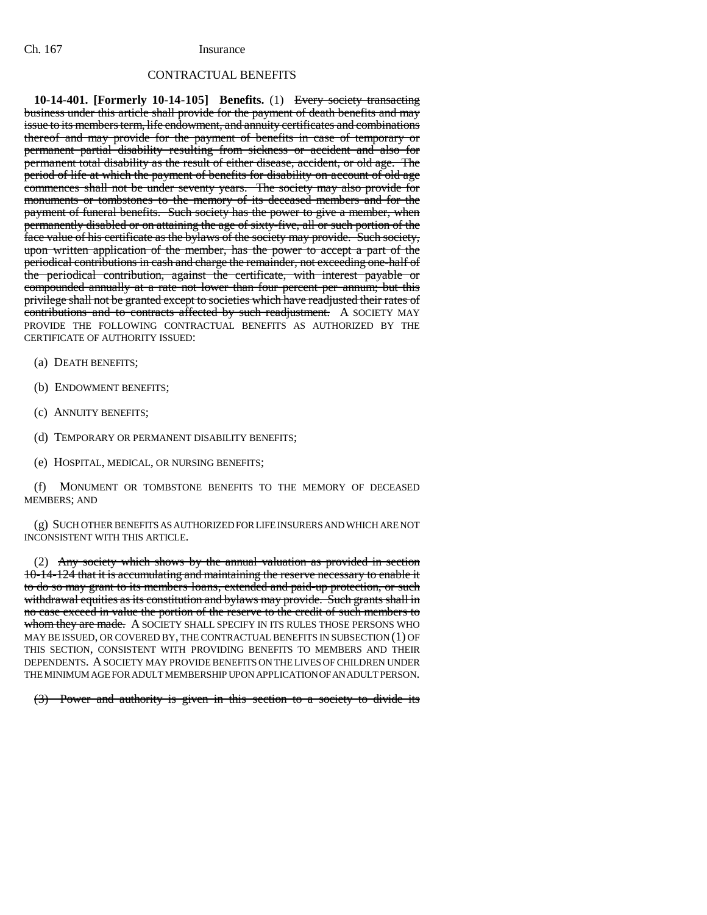## CONTRACTUAL BENEFITS

**10-14-401. [Formerly 10-14-105] Benefits.** (1) ~~Every society transacting business under this article shall provide for the payment of death benefits and may issue to its members term, life endowment, and annuity certificates and combinations thereof and may provide for the payment of benefits in case of temporary or permanent partial disability resulting from sickness or accident and also for permanent total disability as the result of either disease, accident, or old age. The period of life at which the payment of benefits for disability on account of old age commences shall not be under seventy years. The society may also provide for monuments or tombstones to the memory of its deceased members and for the payment of funeral benefits. Such society has the power to give a member, when permanently disabled or on attaining the age of sixty-five, all or such portion of the face value of his certificate as the bylaws of the society may provide. Such society, upon written application of the member, has the power to accept a part of the periodical contributions in cash and charge the remainder, not exceeding one-half of the periodical contribution, against the certificate, with interest payable or compounded annually at a rate not lower than four percent per annum; but this privilege shall not be granted except to societies which have readjusted their rates of contributions and to contracts affected by such readjustment.~~ A SOCIETY MAY PROVIDE THE FOLLOWING CONTRACTUAL BENEFITS AS AUTHORIZED BY THE CERTIFICATE OF AUTHORITY ISSUED:

(a) DEATH BENEFITS;

(b) ENDOWMENT BENEFITS;

(c) ANNUITY BENEFITS;

(d) TEMPORARY OR PERMANENT DISABILITY BENEFITS;

(e) HOSPITAL, MEDICAL, OR NURSING BENEFITS;

(f) MONUMENT OR TOMBSTONE BENEFITS TO THE MEMORY OF DECEASED MEMBERS; AND

(g) SUCH OTHER BENEFITS AS AUTHORIZED FOR LIFE INSURERS AND WHICH ARE NOT INCONSISTENT WITH THIS ARTICLE.

(2) ~~Any society which shows by the annual valuation as provided in section 10-14-124 that it is accumulating and maintaining the reserve necessary to enable it to do so may grant to its members loans, extended and paid-up protection, or such withdrawal equities as its constitution and bylaws may provide. Such grants shall in no case exceed in value the portion of the reserve to the credit of such members to whom they are made.~~ A SOCIETY SHALL SPECIFY IN ITS RULES THOSE PERSONS WHO MAY BE ISSUED, OR COVERED BY, THE CONTRACTUAL BENEFITS IN SUBSECTION (1) OF THIS SECTION, CONSISTENT WITH PROVIDING BENEFITS TO MEMBERS AND THEIR DEPENDENTS. A SOCIETY MAY PROVIDE BENEFITS ON THE LIVES OF CHILDREN UNDER THE MINIMUM AGE FOR ADULT MEMBERSHIP UPON APPLICATION OF AN ADULT PERSON.

~~(3) Power and authority is given in this section to a society to divide its~~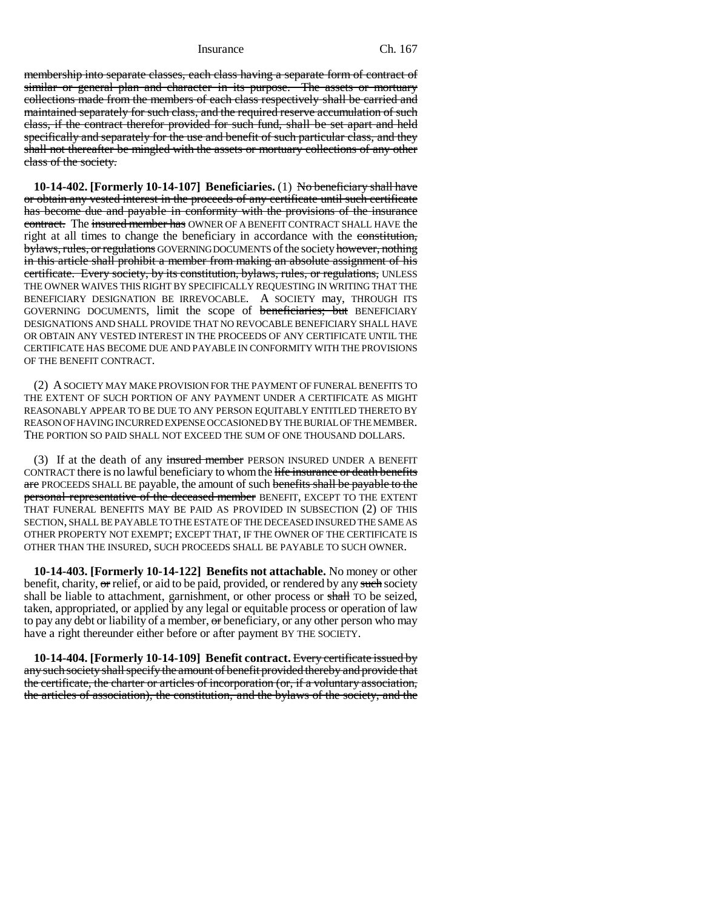membership into separate classes, each class having a separate form of contract of similar or general plan and character in its purpose. The assets or mortuary collections made from the members of each class respectively shall be carried and maintained separately for such class, and the required reserve accumulation of such class, if the contract therefor provided for such fund, shall be set apart and held specifically and separately for the use and benefit of such particular class, and they shall not thereafter be mingled with the assets or mortuary collections of any other class of the society.

**10-14-402. [Formerly 10-14-107] Beneficiaries.** (1) No beneficiary shall have or obtain any vested interest in the proceeds of any certificate until such certificate has become due and payable in conformity with the provisions of the insurance contract. The insured member has OWNER OF A BENEFIT CONTRACT SHALL HAVE the right at all times to change the beneficiary in accordance with the constitution, bylaws, rules, or regulations GOVERNING DOCUMENTS of the society however, nothing in this article shall prohibit a member from making an absolute assignment of his certificate. Every society, by its constitution, bylaws, rules, or regulations, UNLESS THE OWNER WAIVES THIS RIGHT BY SPECIFICALLY REQUESTING IN WRITING THAT THE BENEFICIARY DESIGNATION BE IRREVOCABLE. A SOCIETY may, THROUGH ITS GOVERNING DOCUMENTS, limit the scope of beneficiaries; but BENEFICIARY DESIGNATIONS AND SHALL PROVIDE THAT NO REVOCABLE BENEFICIARY SHALL HAVE OR OBTAIN ANY VESTED INTEREST IN THE PROCEEDS OF ANY CERTIFICATE UNTIL THE CERTIFICATE HAS BECOME DUE AND PAYABLE IN CONFORMITY WITH THE PROVISIONS OF THE BENEFIT CONTRACT.

(2) A SOCIETY MAY MAKE PROVISION FOR THE PAYMENT OF FUNERAL BENEFITS TO THE EXTENT OF SUCH PORTION OF ANY PAYMENT UNDER A CERTIFICATE AS MIGHT REASONABLY APPEAR TO BE DUE TO ANY PERSON EQUITABLY ENTITLED THERETO BY REASON OF HAVING INCURRED EXPENSE OCCASIONED BY THE BURIAL OF THE MEMBER. THE PORTION SO PAID SHALL NOT EXCEED THE SUM OF ONE THOUSAND DOLLARS.

(3) If at the death of any insured member PERSON INSURED UNDER A BENEFIT CONTRACT there is no lawful beneficiary to whom the life insurance or death benefits are PROCEEDS SHALL BE payable, the amount of such benefits shall be payable to the personal representative of the deceased member BENEFIT, EXCEPT TO THE EXTENT THAT FUNERAL BENEFITS MAY BE PAID AS PROVIDED IN SUBSECTION (2) OF THIS SECTION, SHALL BE PAYABLE TO THE ESTATE OF THE DECEASED INSURED THE SAME AS OTHER PROPERTY NOT EXEMPT; EXCEPT THAT, IF THE OWNER OF THE CERTIFICATE IS OTHER THAN THE INSURED, SUCH PROCEEDS SHALL BE PAYABLE TO SUCH OWNER.

**10-14-403. [Formerly 10-14-122] Benefits not attachable.** No money or other benefit, charity, or relief, or aid to be paid, provided, or rendered by any such society shall be liable to attachment, garnishment, or other process or shall TO be seized, taken, appropriated, or applied by any legal or equitable process or operation of law to pay any debt or liability of a member, or beneficiary, or any other person who may have a right thereunder either before or after payment BY THE SOCIETY.

**10-14-404. [Formerly 10-14-109] Benefit contract.** Every certificate issued by any such society shall specify the amount of benefit provided thereby and provide that the certificate, the charter or articles of incorporation (or, if a voluntary association, the articles of association), the constitution, and the bylaws of the society, and the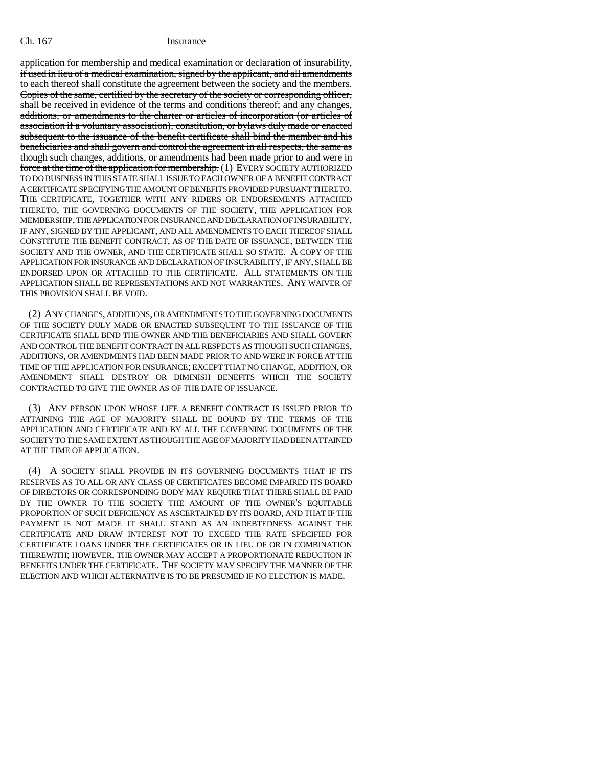~~application for membership and medical examination or declaration of insurability, if used in lieu of a medical examination, signed by the applicant, and all amendments to each thereof shall constitute the agreement between the society and the members. Copies of the same, certified by the secretary of the society or corresponding officer, shall be received in evidence of the terms and conditions thereof; and any changes, additions, or amendments to the charter or articles of incorporation (or articles of association if a voluntary association), constitution, or bylaws duly made or enacted subsequent to the issuance of the benefit certificate shall bind the member and his beneficiaries and shall govern and control the agreement in all respects, the same as though such changes, additions, or amendments had been made prior to and were in force at the time of the application for membership.~~ (1) EVERY SOCIETY AUTHORIZED TO DO BUSINESS IN THIS STATE SHALL ISSUE TO EACH OWNER OF A BENEFIT CONTRACT A CERTIFICATE SPECIFYING THE AMOUNT OF BENEFITS PROVIDED PURSUANT THERETO. THE CERTIFICATE, TOGETHER WITH ANY RIDERS OR ENDORSEMENTS ATTACHED THERETO, THE GOVERNING DOCUMENTS OF THE SOCIETY, THE APPLICATION FOR MEMBERSHIP, THE APPLICATION FOR INSURANCE AND DECLARATION OF INSURABILITY, IF ANY, SIGNED BY THE APPLICANT, AND ALL AMENDMENTS TO EACH THEREOF SHALL CONSTITUTE THE BENEFIT CONTRACT, AS OF THE DATE OF ISSUANCE, BETWEEN THE SOCIETY AND THE OWNER, AND THE CERTIFICATE SHALL SO STATE. A COPY OF THE APPLICATION FOR INSURANCE AND DECLARATION OF INSURABILITY, IF ANY, SHALL BE ENDORSED UPON OR ATTACHED TO THE CERTIFICATE. ALL STATEMENTS ON THE APPLICATION SHALL BE REPRESENTATIONS AND NOT WARRANTIES. ANY WAIVER OF THIS PROVISION SHALL BE VOID.

(2) ANY CHANGES, ADDITIONS, OR AMENDMENTS TO THE GOVERNING DOCUMENTS OF THE SOCIETY DULY MADE OR ENACTED SUBSEQUENT TO THE ISSUANCE OF THE CERTIFICATE SHALL BIND THE OWNER AND THE BENEFICIARIES AND SHALL GOVERN AND CONTROL THE BENEFIT CONTRACT IN ALL RESPECTS AS THOUGH SUCH CHANGES, ADDITIONS, OR AMENDMENTS HAD BEEN MADE PRIOR TO AND WERE IN FORCE AT THE TIME OF THE APPLICATION FOR INSURANCE; EXCEPT THAT NO CHANGE, ADDITION, OR AMENDMENT SHALL DESTROY OR DIMINISH BENEFITS WHICH THE SOCIETY CONTRACTED TO GIVE THE OWNER AS OF THE DATE OF ISSUANCE.

(3) ANY PERSON UPON WHOSE LIFE A BENEFIT CONTRACT IS ISSUED PRIOR TO ATTAINING THE AGE OF MAJORITY SHALL BE BOUND BY THE TERMS OF THE APPLICATION AND CERTIFICATE AND BY ALL THE GOVERNING DOCUMENTS OF THE SOCIETY TO THE SAME EXTENT AS THOUGH THE AGE OF MAJORITY HAD BEEN ATTAINED AT THE TIME OF APPLICATION.

(4) A SOCIETY SHALL PROVIDE IN ITS GOVERNING DOCUMENTS THAT IF ITS RESERVES AS TO ALL OR ANY CLASS OF CERTIFICATES BECOME IMPAIRED ITS BOARD OF DIRECTORS OR CORRESPONDING BODY MAY REQUIRE THAT THERE SHALL BE PAID BY THE OWNER TO THE SOCIETY THE AMOUNT OF THE OWNER'S EQUITABLE PROPORTION OF SUCH DEFICIENCY AS ASCERTAINED BY ITS BOARD, AND THAT IF THE PAYMENT IS NOT MADE IT SHALL STAND AS AN INDEBTEDNESS AGAINST THE CERTIFICATE AND DRAW INTEREST NOT TO EXCEED THE RATE SPECIFIED FOR CERTIFICATE LOANS UNDER THE CERTIFICATES OR IN LIEU OF OR IN COMBINATION THEREWITH; HOWEVER, THE OWNER MAY ACCEPT A PROPORTIONATE REDUCTION IN BENEFITS UNDER THE CERTIFICATE. THE SOCIETY MAY SPECIFY THE MANNER OF THE ELECTION AND WHICH ALTERNATIVE IS TO BE PRESUMED IF NO ELECTION IS MADE.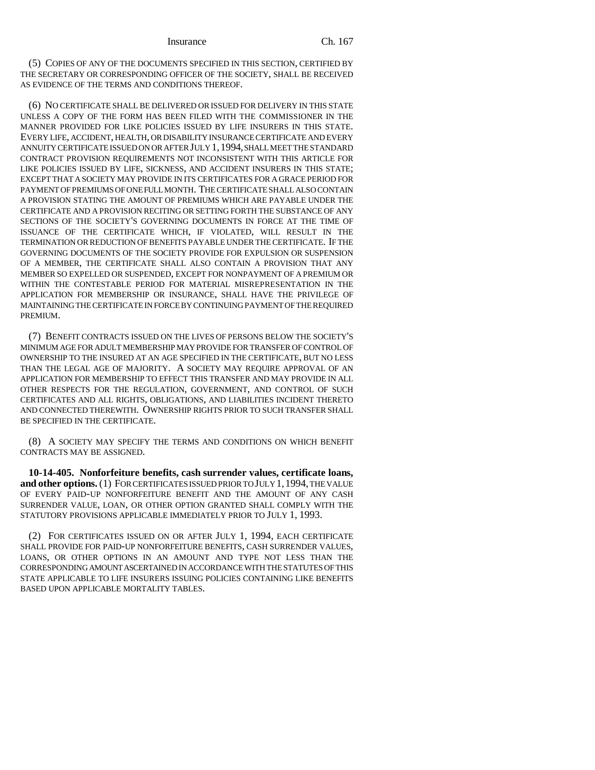(5) COPIES OF ANY OF THE DOCUMENTS SPECIFIED IN THIS SECTION, CERTIFIED BY THE SECRETARY OR CORRESPONDING OFFICER OF THE SOCIETY, SHALL BE RECEIVED AS EVIDENCE OF THE TERMS AND CONDITIONS THEREOF.

(6) NO CERTIFICATE SHALL BE DELIVERED OR ISSUED FOR DELIVERY IN THIS STATE UNLESS A COPY OF THE FORM HAS BEEN FILED WITH THE COMMISSIONER IN THE MANNER PROVIDED FOR LIKE POLICIES ISSUED BY LIFE INSURERS IN THIS STATE. EVERY LIFE, ACCIDENT, HEALTH, OR DISABILITY INSURANCE CERTIFICATE AND EVERY ANNUITY CERTIFICATE ISSUED ON OR AFTER JULY 1, 1994, SHALL MEET THE STANDARD CONTRACT PROVISION REQUIREMENTS NOT INCONSISTENT WITH THIS ARTICLE FOR LIKE POLICIES ISSUED BY LIFE, SICKNESS, AND ACCIDENT INSURERS IN THIS STATE; EXCEPT THAT A SOCIETY MAY PROVIDE IN ITS CERTIFICATES FOR A GRACE PERIOD FOR PAYMENT OF PREMIUMS OF ONE FULL MONTH. THE CERTIFICATE SHALL ALSO CONTAIN A PROVISION STATING THE AMOUNT OF PREMIUMS WHICH ARE PAYABLE UNDER THE CERTIFICATE AND A PROVISION RECITING OR SETTING FORTH THE SUBSTANCE OF ANY SECTIONS OF THE SOCIETY'S GOVERNING DOCUMENTS IN FORCE AT THE TIME OF ISSUANCE OF THE CERTIFICATE WHICH, IF VIOLATED, WILL RESULT IN THE TERMINATION OR REDUCTION OF BENEFITS PAYABLE UNDER THE CERTIFICATE. IF THE GOVERNING DOCUMENTS OF THE SOCIETY PROVIDE FOR EXPULSION OR SUSPENSION OF A MEMBER, THE CERTIFICATE SHALL ALSO CONTAIN A PROVISION THAT ANY MEMBER SO EXPELLED OR SUSPENDED, EXCEPT FOR NONPAYMENT OF A PREMIUM OR WITHIN THE CONTESTABLE PERIOD FOR MATERIAL MISREPRESENTATION IN THE APPLICATION FOR MEMBERSHIP OR INSURANCE, SHALL HAVE THE PRIVILEGE OF MAINTAINING THE CERTIFICATE IN FORCE BY CONTINUING PAYMENT OF THE REQUIRED PREMIUM.

(7) BENEFIT CONTRACTS ISSUED ON THE LIVES OF PERSONS BELOW THE SOCIETY'S MINIMUM AGE FOR ADULT MEMBERSHIP MAY PROVIDE FOR TRANSFER OF CONTROL OF OWNERSHIP TO THE INSURED AT AN AGE SPECIFIED IN THE CERTIFICATE, BUT NO LESS THAN THE LEGAL AGE OF MAJORITY. A SOCIETY MAY REQUIRE APPROVAL OF AN APPLICATION FOR MEMBERSHIP TO EFFECT THIS TRANSFER AND MAY PROVIDE IN ALL OTHER RESPECTS FOR THE REGULATION, GOVERNMENT, AND CONTROL OF SUCH CERTIFICATES AND ALL RIGHTS, OBLIGATIONS, AND LIABILITIES INCIDENT THERETO AND CONNECTED THEREWITH. OWNERSHIP RIGHTS PRIOR TO SUCH TRANSFER SHALL BE SPECIFIED IN THE CERTIFICATE.

(8) A SOCIETY MAY SPECIFY THE TERMS AND CONDITIONS ON WHICH BENEFIT CONTRACTS MAY BE ASSIGNED.

**10-14-405. Nonforfeiture benefits, cash surrender values, certificate loans, and other options.** (1) FOR CERTIFICATES ISSUED PRIOR TO JULY 1, 1994, THE VALUE OF EVERY PAID-UP NONFORFEITURE BENEFIT AND THE AMOUNT OF ANY CASH SURRENDER VALUE, LOAN, OR OTHER OPTION GRANTED SHALL COMPLY WITH THE STATUTORY PROVISIONS APPLICABLE IMMEDIATELY PRIOR TO JULY 1, 1993.

(2) FOR CERTIFICATES ISSUED ON OR AFTER JULY 1, 1994, EACH CERTIFICATE SHALL PROVIDE FOR PAID-UP NONFORFEITURE BENEFITS, CASH SURRENDER VALUES, LOANS, OR OTHER OPTIONS IN AN AMOUNT AND TYPE NOT LESS THAN THE CORRESPONDING AMOUNT ASCERTAINED IN ACCORDANCE WITH THE STATUTES OF THIS STATE APPLICABLE TO LIFE INSURERS ISSUING POLICIES CONTAINING LIKE BENEFITS BASED UPON APPLICABLE MORTALITY TABLES.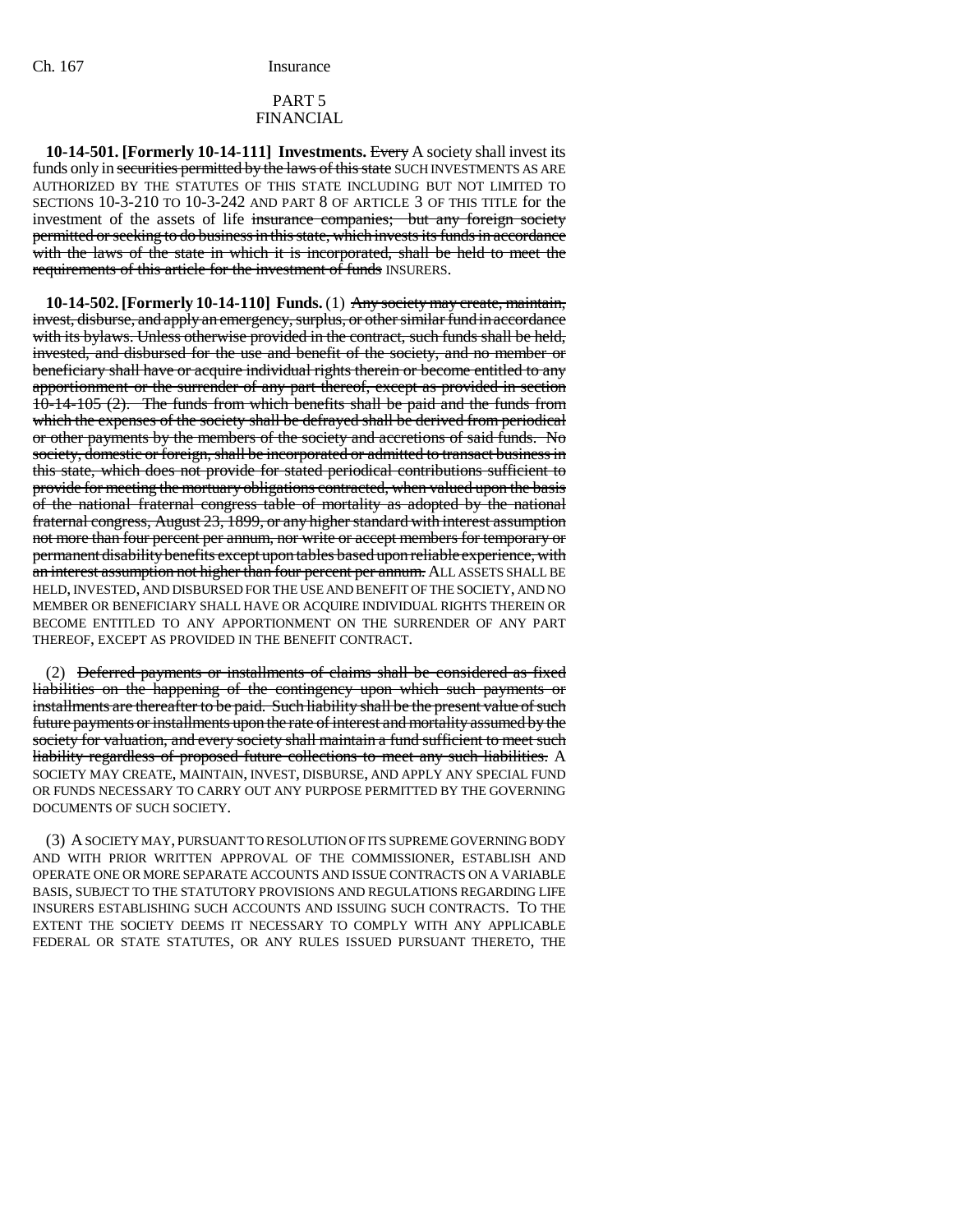## PART 5
## FINANCIAL

**10-14-501. [Formerly 10-14-111] Investments.** ~~Every~~ A society shall invest its funds only in ~~securities permitted by the laws of this state~~ SUCH INVESTMENTS AS ARE AUTHORIZED BY THE STATUTES OF THIS STATE INCLUDING BUT NOT LIMITED TO SECTIONS 10-3-210 TO 10-3-242 AND PART 8 OF ARTICLE 3 OF THIS TITLE for the investment of the assets of life ~~insurance companies; but any foreign society permitted or seeking to do business in this state, which invests its funds in accordance with the laws of the state in which it is incorporated, shall be held to meet the requirements of this article for the investment of funds~~ INSURERS.

**10-14-502. [Formerly 10-14-110] Funds.** (1) ~~Any society may create, maintain, invest, disburse, and apply an emergency, surplus, or other similar fund in accordance with its bylaws. Unless otherwise provided in the contract, such funds shall be held, invested, and disbursed for the use and benefit of the society, and no member or beneficiary shall have or acquire individual rights therein or become entitled to any apportionment or the surrender of any part thereof, except as provided in section 10-14-105 (2). The funds from which benefits shall be paid and the funds from which the expenses of the society shall be defrayed shall be derived from periodical or other payments by the members of the society and accretions of said funds. No society, domestic or foreign, shall be incorporated or admitted to transact business in this state, which does not provide for stated periodical contributions sufficient to provide for meeting the mortuary obligations contracted, when valued upon the basis of the national fraternal congress table of mortality as adopted by the national fraternal congress, August 23, 1899, or any higher standard with interest assumption not more than four percent per annum, nor write or accept members for temporary or permanent disability benefits except upon tables based upon reliable experience, with an interest assumption not higher than four percent per annum.~~ ALL ASSETS SHALL BE HELD, INVESTED, AND DISBURSED FOR THE USE AND BENEFIT OF THE SOCIETY, AND NO MEMBER OR BENEFICIARY SHALL HAVE OR ACQUIRE INDIVIDUAL RIGHTS THEREIN OR BECOME ENTITLED TO ANY APPORTIONMENT ON THE SURRENDER OF ANY PART THEREOF, EXCEPT AS PROVIDED IN THE BENEFIT CONTRACT.

(2) ~~Deferred payments or installments of claims shall be considered as fixed liabilities on the happening of the contingency upon which such payments or installments are thereafter to be paid. Such liability shall be the present value of such future payments or installments upon the rate of interest and mortality assumed by the society for valuation, and every society shall maintain a fund sufficient to meet such liability regardless of proposed future collections to meet any such liabilities.~~ A SOCIETY MAY CREATE, MAINTAIN, INVEST, DISBURSE, AND APPLY ANY SPECIAL FUND OR FUNDS NECESSARY TO CARRY OUT ANY PURPOSE PERMITTED BY THE GOVERNING DOCUMENTS OF SUCH SOCIETY.

(3) A SOCIETY MAY, PURSUANT TO RESOLUTION OF ITS SUPREME GOVERNING BODY AND WITH PRIOR WRITTEN APPROVAL OF THE COMMISSIONER, ESTABLISH AND OPERATE ONE OR MORE SEPARATE ACCOUNTS AND ISSUE CONTRACTS ON A VARIABLE BASIS, SUBJECT TO THE STATUTORY PROVISIONS AND REGULATIONS REGARDING LIFE INSURERS ESTABLISHING SUCH ACCOUNTS AND ISSUING SUCH CONTRACTS. TO THE EXTENT THE SOCIETY DEEMS IT NECESSARY TO COMPLY WITH ANY APPLICABLE FEDERAL OR STATE STATUTES, OR ANY RULES ISSUED PURSUANT THERETO, THE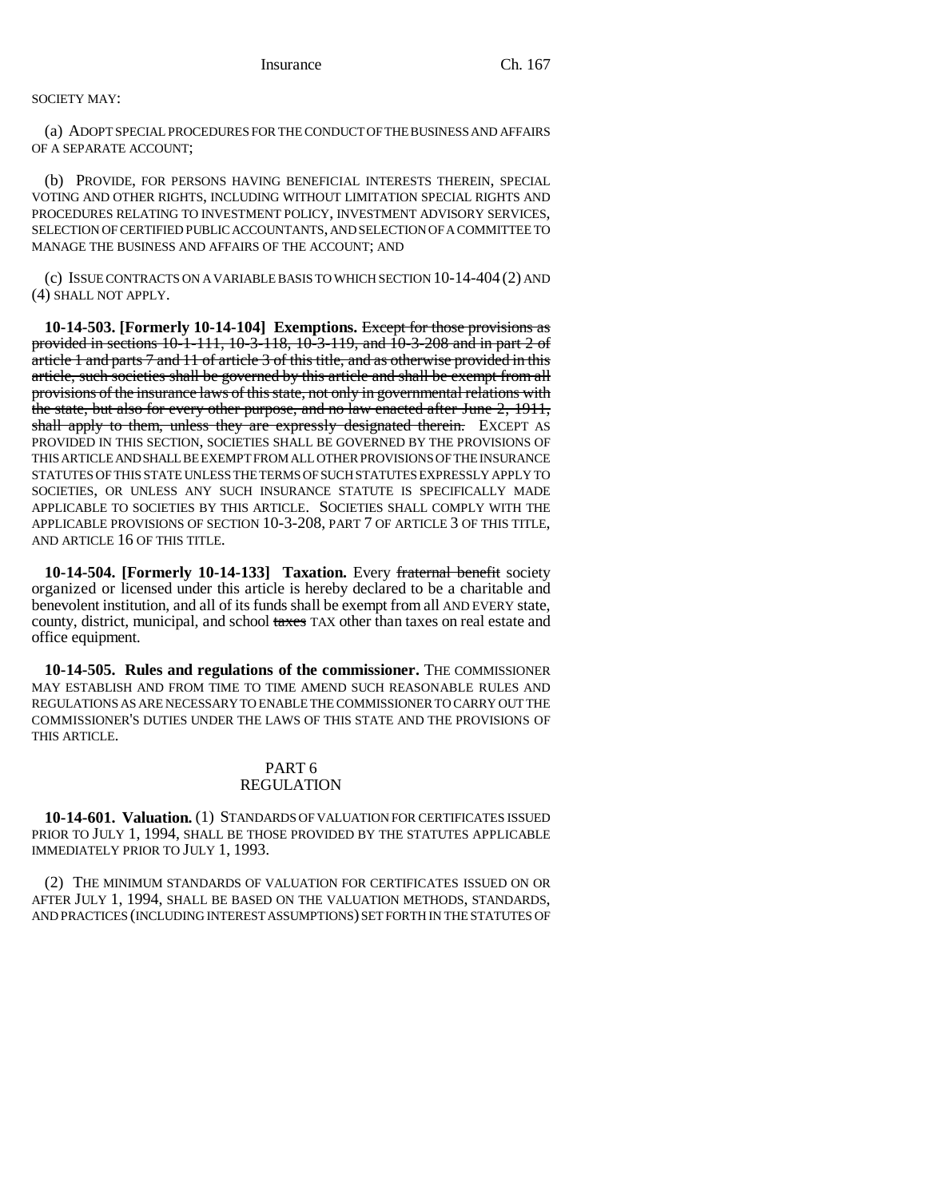SOCIETY MAY:

(a) ADOPT SPECIAL PROCEDURES FOR THE CONDUCT OF THE BUSINESS AND AFFAIRS OF A SEPARATE ACCOUNT;

(b) PROVIDE, FOR PERSONS HAVING BENEFICIAL INTERESTS THEREIN, SPECIAL VOTING AND OTHER RIGHTS, INCLUDING WITHOUT LIMITATION SPECIAL RIGHTS AND PROCEDURES RELATING TO INVESTMENT POLICY, INVESTMENT ADVISORY SERVICES, SELECTION OF CERTIFIED PUBLIC ACCOUNTANTS, AND SELECTION OF A COMMITTEE TO MANAGE THE BUSINESS AND AFFAIRS OF THE ACCOUNT; AND

(c) ISSUE CONTRACTS ON A VARIABLE BASIS TO WHICH SECTION 10-14-404 (2) AND (4) SHALL NOT APPLY.

**10-14-503. [Formerly 10-14-104] Exemptions.** ~~Except for those provisions as provided in sections 10-1-111, 10-3-118, 10-3-119, and 10-3-208 and in part 2 of article 1 and parts 7 and 11 of article 3 of this title, and as otherwise provided in this article, such societies shall be governed by this article and shall be exempt from all provisions of the insurance laws of this state, not only in governmental relations with the state, but also for every other purpose, and no law enacted after June 2, 1911, shall apply to them, unless they are expressly designated therein.~~ EXCEPT AS PROVIDED IN THIS SECTION, SOCIETIES SHALL BE GOVERNED BY THE PROVISIONS OF THIS ARTICLE AND SHALL BE EXEMPT FROM ALL OTHER PROVISIONS OF THE INSURANCE STATUTES OF THIS STATE UNLESS THE TERMS OF SUCH STATUTES EXPRESSLY APPLY TO SOCIETIES, OR UNLESS ANY SUCH INSURANCE STATUTE IS SPECIFICALLY MADE APPLICABLE TO SOCIETIES BY THIS ARTICLE. SOCIETIES SHALL COMPLY WITH THE APPLICABLE PROVISIONS OF SECTION 10-3-208, PART 7 OF ARTICLE 3 OF THIS TITLE, AND ARTICLE 16 OF THIS TITLE.

**10-14-504. [Formerly 10-14-133] Taxation.** Every ~~fraternal benefit~~ society organized or licensed under this article is hereby declared to be a charitable and benevolent institution, and all of its funds shall be exempt from all AND EVERY state, county, district, municipal, and school ~~taxes~~ TAX other than taxes on real estate and office equipment.

**10-14-505. Rules and regulations of the commissioner.** THE COMMISSIONER MAY ESTABLISH AND FROM TIME TO TIME AMEND SUCH REASONABLE RULES AND REGULATIONS AS ARE NECESSARY TO ENABLE THE COMMISSIONER TO CARRY OUT THE COMMISSIONER'S DUTIES UNDER THE LAWS OF THIS STATE AND THE PROVISIONS OF THIS ARTICLE.

## PART 6
## REGULATION

**10-14-601. Valuation.** (1) STANDARDS OF VALUATION FOR CERTIFICATES ISSUED PRIOR TO JULY 1, 1994, SHALL BE THOSE PROVIDED BY THE STATUTES APPLICABLE IMMEDIATELY PRIOR TO JULY 1, 1993.

(2) THE MINIMUM STANDARDS OF VALUATION FOR CERTIFICATES ISSUED ON OR AFTER JULY 1, 1994, SHALL BE BASED ON THE VALUATION METHODS, STANDARDS, AND PRACTICES (INCLUDING INTEREST ASSUMPTIONS) SET FORTH IN THE STATUTES OF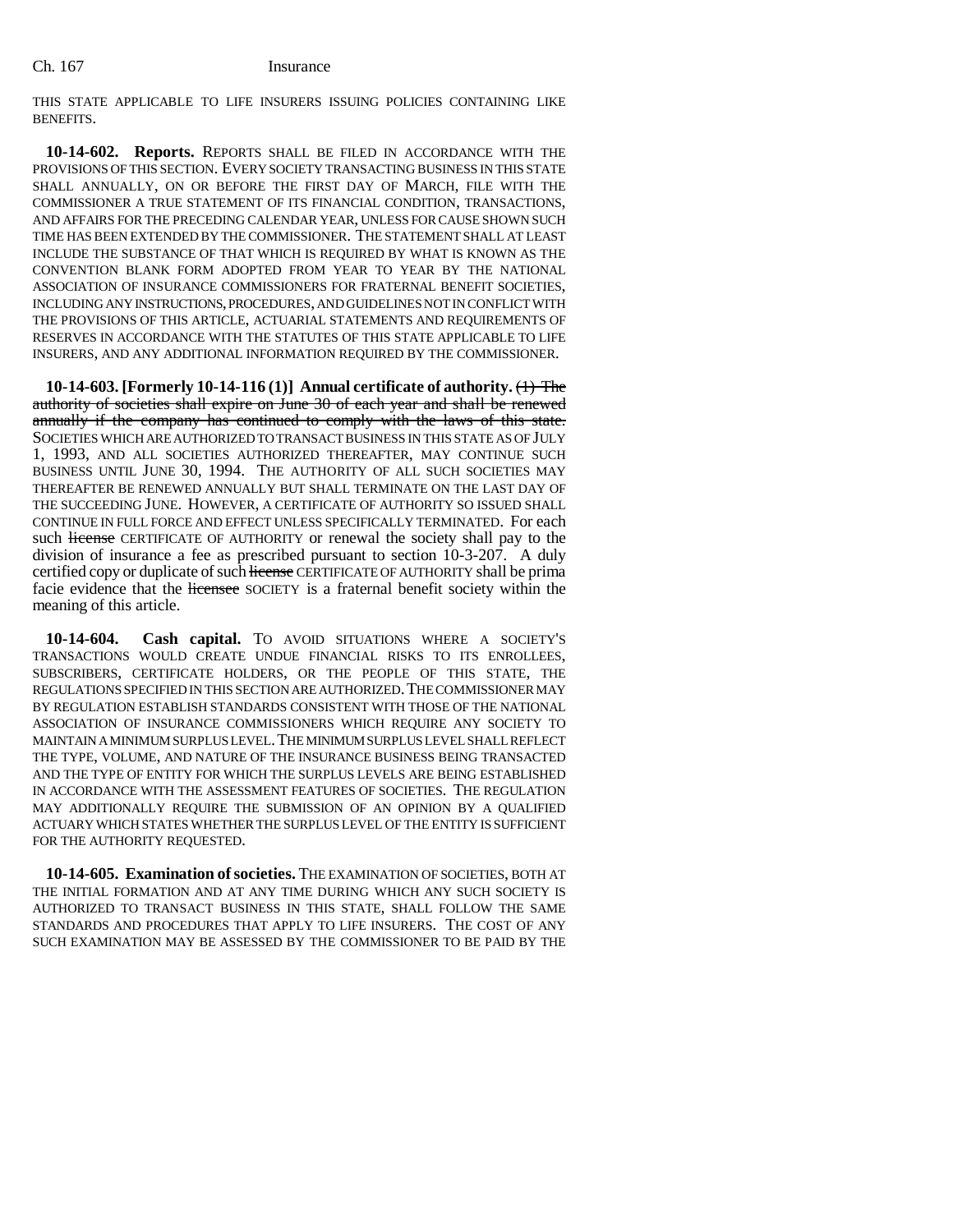THIS STATE APPLICABLE TO LIFE INSURERS ISSUING POLICIES CONTAINING LIKE BENEFITS.

**10-14-602. Reports.** REPORTS SHALL BE FILED IN ACCORDANCE WITH THE PROVISIONS OF THIS SECTION. EVERY SOCIETY TRANSACTING BUSINESS IN THIS STATE SHALL ANNUALLY, ON OR BEFORE THE FIRST DAY OF MARCH, FILE WITH THE COMMISSIONER A TRUE STATEMENT OF ITS FINANCIAL CONDITION, TRANSACTIONS, AND AFFAIRS FOR THE PRECEDING CALENDAR YEAR, UNLESS FOR CAUSE SHOWN SUCH TIME HAS BEEN EXTENDED BY THE COMMISSIONER. THE STATEMENT SHALL AT LEAST INCLUDE THE SUBSTANCE OF THAT WHICH IS REQUIRED BY WHAT IS KNOWN AS THE CONVENTION BLANK FORM ADOPTED FROM YEAR TO YEAR BY THE NATIONAL ASSOCIATION OF INSURANCE COMMISSIONERS FOR FRATERNAL BENEFIT SOCIETIES, INCLUDING ANY INSTRUCTIONS, PROCEDURES, AND GUIDELINES NOT IN CONFLICT WITH THE PROVISIONS OF THIS ARTICLE, ACTUARIAL STATEMENTS AND REQUIREMENTS OF RESERVES IN ACCORDANCE WITH THE STATUTES OF THIS STATE APPLICABLE TO LIFE INSURERS, AND ANY ADDITIONAL INFORMATION REQUIRED BY THE COMMISSIONER.

**10-14-603. [Formerly 10-14-116 (1)] Annual certificate of authority.** ~~(1) The authority of societies shall expire on June 30 of each year and shall be renewed annually if the company has continued to comply with the laws of this state.~~ SOCIETIES WHICH ARE AUTHORIZED TO TRANSACT BUSINESS IN THIS STATE AS OF JULY 1, 1993, AND ALL SOCIETIES AUTHORIZED THEREAFTER, MAY CONTINUE SUCH BUSINESS UNTIL JUNE 30, 1994. THE AUTHORITY OF ALL SUCH SOCIETIES MAY THEREAFTER BE RENEWED ANNUALLY BUT SHALL TERMINATE ON THE LAST DAY OF THE SUCCEEDING JUNE. HOWEVER, A CERTIFICATE OF AUTHORITY SO ISSUED SHALL CONTINUE IN FULL FORCE AND EFFECT UNLESS SPECIFICALLY TERMINATED. For each such ~~license~~ CERTIFICATE OF AUTHORITY or renewal the society shall pay to the division of insurance a fee as prescribed pursuant to section 10-3-207. A duly certified copy or duplicate of such ~~license~~ CERTIFICATE OF AUTHORITY shall be prima facie evidence that the ~~licensee~~ SOCIETY is a fraternal benefit society within the meaning of this article.

**10-14-604. Cash capital.** TO AVOID SITUATIONS WHERE A SOCIETY'S TRANSACTIONS WOULD CREATE UNDUE FINANCIAL RISKS TO ITS ENROLLEES, SUBSCRIBERS, CERTIFICATE HOLDERS, OR THE PEOPLE OF THIS STATE, THE REGULATIONS SPECIFIED IN THIS SECTION ARE AUTHORIZED. THE COMMISSIONER MAY BY REGULATION ESTABLISH STANDARDS CONSISTENT WITH THOSE OF THE NATIONAL ASSOCIATION OF INSURANCE COMMISSIONERS WHICH REQUIRE ANY SOCIETY TO MAINTAIN A MINIMUM SURPLUS LEVEL. THE MINIMUM SURPLUS LEVEL SHALL REFLECT THE TYPE, VOLUME, AND NATURE OF THE INSURANCE BUSINESS BEING TRANSACTED AND THE TYPE OF ENTITY FOR WHICH THE SURPLUS LEVELS ARE BEING ESTABLISHED IN ACCORDANCE WITH THE ASSESSMENT FEATURES OF SOCIETIES. THE REGULATION MAY ADDITIONALLY REQUIRE THE SUBMISSION OF AN OPINION BY A QUALIFIED ACTUARY WHICH STATES WHETHER THE SURPLUS LEVEL OF THE ENTITY IS SUFFICIENT FOR THE AUTHORITY REQUESTED.

**10-14-605. Examination of societies.** THE EXAMINATION OF SOCIETIES, BOTH AT THE INITIAL FORMATION AND AT ANY TIME DURING WHICH ANY SUCH SOCIETY IS AUTHORIZED TO TRANSACT BUSINESS IN THIS STATE, SHALL FOLLOW THE SAME STANDARDS AND PROCEDURES THAT APPLY TO LIFE INSURERS. THE COST OF ANY SUCH EXAMINATION MAY BE ASSESSED BY THE COMMISSIONER TO BE PAID BY THE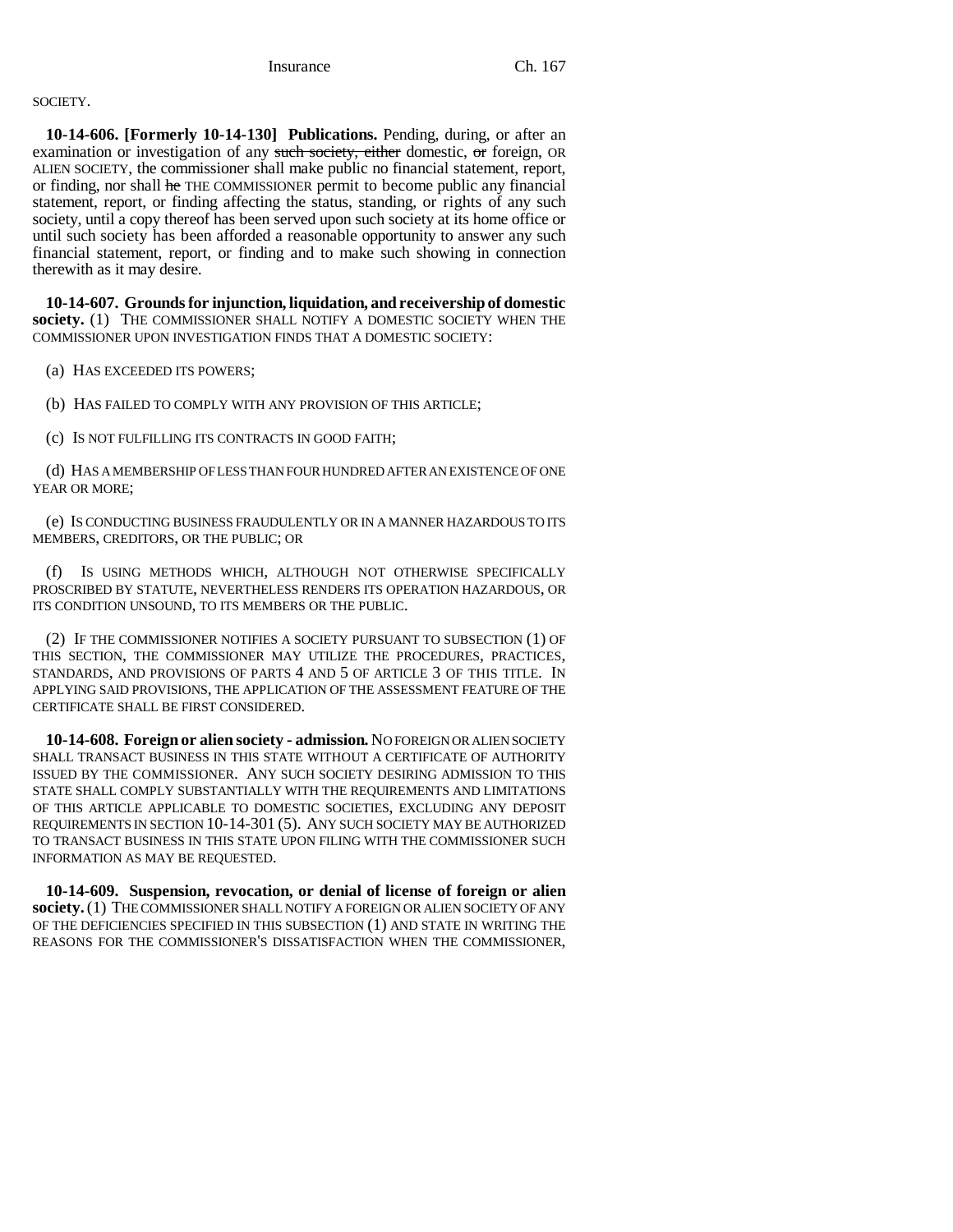SOCIETY.

**10-14-606. [Formerly 10-14-130] Publications.** Pending, during, or after an examination or investigation of any ~~such society, either~~ domestic, ~~or~~ foreign, OR ALIEN SOCIETY, the commissioner shall make public no financial statement, report, or finding, nor shall ~~he~~ THE COMMISSIONER permit to become public any financial statement, report, or finding affecting the status, standing, or rights of any such society, until a copy thereof has been served upon such society at its home office or until such society has been afforded a reasonable opportunity to answer any such financial statement, report, or finding and to make such showing in connection therewith as it may desire.

**10-14-607. Grounds for injunction, liquidation, and receivership of domestic society.** (1) THE COMMISSIONER SHALL NOTIFY A DOMESTIC SOCIETY WHEN THE COMMISSIONER UPON INVESTIGATION FINDS THAT A DOMESTIC SOCIETY:

(a) HAS EXCEEDED ITS POWERS;

(b) HAS FAILED TO COMPLY WITH ANY PROVISION OF THIS ARTICLE;

(c) IS NOT FULFILLING ITS CONTRACTS IN GOOD FAITH;

(d) HAS A MEMBERSHIP OF LESS THAN FOUR HUNDRED AFTER AN EXISTENCE OF ONE YEAR OR MORE;

(e) IS CONDUCTING BUSINESS FRAUDULENTLY OR IN A MANNER HAZARDOUS TO ITS MEMBERS, CREDITORS, OR THE PUBLIC; OR

(f) IS USING METHODS WHICH, ALTHOUGH NOT OTHERWISE SPECIFICALLY PROSCRIBED BY STATUTE, NEVERTHELESS RENDERS ITS OPERATION HAZARDOUS, OR ITS CONDITION UNSOUND, TO ITS MEMBERS OR THE PUBLIC.

(2) IF THE COMMISSIONER NOTIFIES A SOCIETY PURSUANT TO SUBSECTION (1) OF THIS SECTION, THE COMMISSIONER MAY UTILIZE THE PROCEDURES, PRACTICES, STANDARDS, AND PROVISIONS OF PARTS 4 AND 5 OF ARTICLE 3 OF THIS TITLE. IN APPLYING SAID PROVISIONS, THE APPLICATION OF THE ASSESSMENT FEATURE OF THE CERTIFICATE SHALL BE FIRST CONSIDERED.

**10-14-608. Foreign or alien society - admission.** NO FOREIGN OR ALIEN SOCIETY SHALL TRANSACT BUSINESS IN THIS STATE WITHOUT A CERTIFICATE OF AUTHORITY ISSUED BY THE COMMISSIONER. ANY SUCH SOCIETY DESIRING ADMISSION TO THIS STATE SHALL COMPLY SUBSTANTIALLY WITH THE REQUIREMENTS AND LIMITATIONS OF THIS ARTICLE APPLICABLE TO DOMESTIC SOCIETIES, EXCLUDING ANY DEPOSIT REQUIREMENTS IN SECTION 10-14-301 (5). ANY SUCH SOCIETY MAY BE AUTHORIZED TO TRANSACT BUSINESS IN THIS STATE UPON FILING WITH THE COMMISSIONER SUCH INFORMATION AS MAY BE REQUESTED.

**10-14-609. Suspension, revocation, or denial of license of foreign or alien society.** (1) THE COMMISSIONER SHALL NOTIFY A FOREIGN OR ALIEN SOCIETY OF ANY OF THE DEFICIENCIES SPECIFIED IN THIS SUBSECTION (1) AND STATE IN WRITING THE REASONS FOR THE COMMISSIONER'S DISSATISFACTION WHEN THE COMMISSIONER,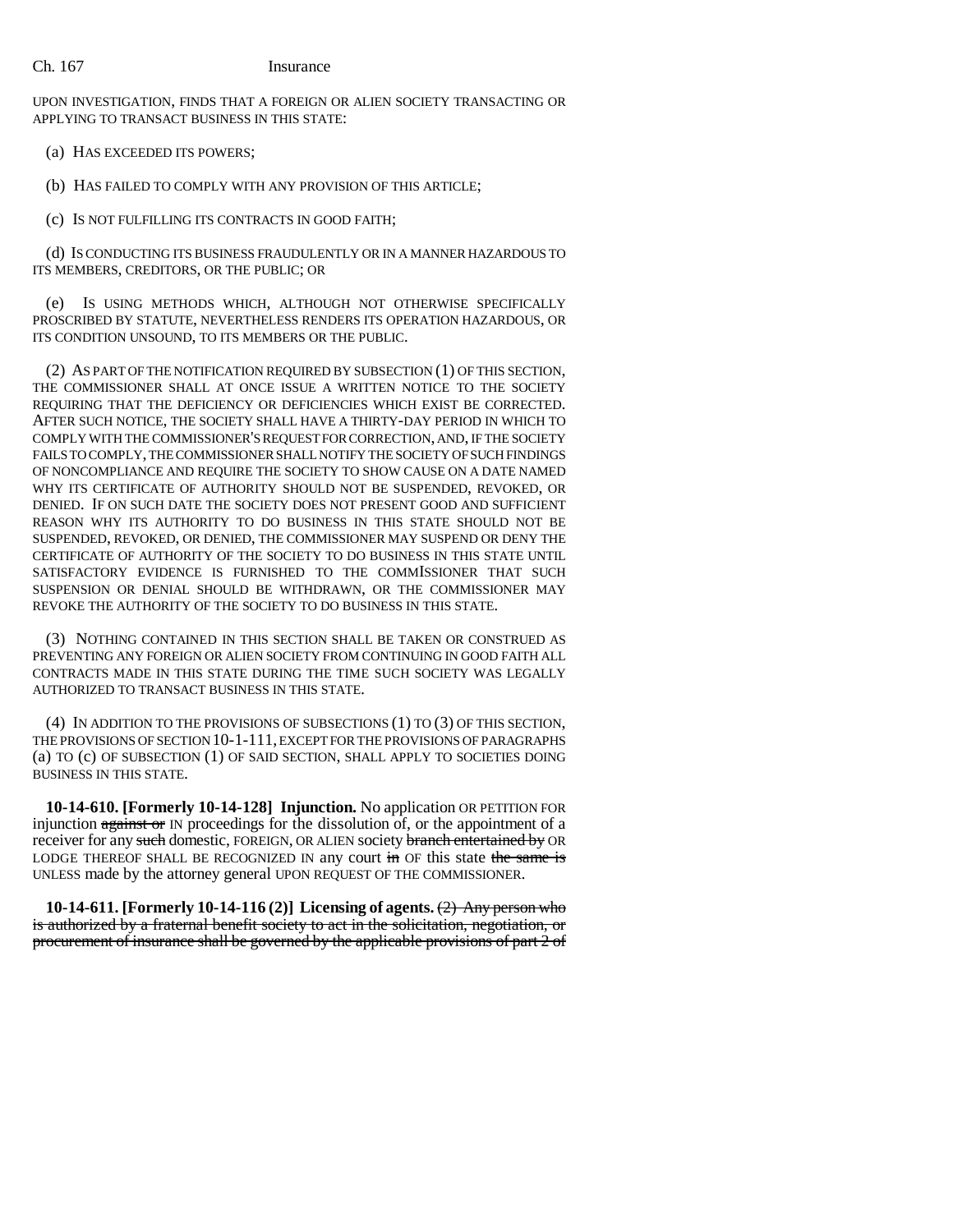UPON INVESTIGATION, FINDS THAT A FOREIGN OR ALIEN SOCIETY TRANSACTING OR APPLYING TO TRANSACT BUSINESS IN THIS STATE:

(a) HAS EXCEEDED ITS POWERS;

(b) HAS FAILED TO COMPLY WITH ANY PROVISION OF THIS ARTICLE;

(c) IS NOT FULFILLING ITS CONTRACTS IN GOOD FAITH;

(d) IS CONDUCTING ITS BUSINESS FRAUDULENTLY OR IN A MANNER HAZARDOUS TO ITS MEMBERS, CREDITORS, OR THE PUBLIC; OR

(e) IS USING METHODS WHICH, ALTHOUGH NOT OTHERWISE SPECIFICALLY PROSCRIBED BY STATUTE, NEVERTHELESS RENDERS ITS OPERATION HAZARDOUS, OR ITS CONDITION UNSOUND, TO ITS MEMBERS OR THE PUBLIC.

(2) AS PART OF THE NOTIFICATION REQUIRED BY SUBSECTION (1) OF THIS SECTION, THE COMMISSIONER SHALL AT ONCE ISSUE A WRITTEN NOTICE TO THE SOCIETY REQUIRING THAT THE DEFICIENCY OR DEFICIENCIES WHICH EXIST BE CORRECTED. AFTER SUCH NOTICE, THE SOCIETY SHALL HAVE A THIRTY-DAY PERIOD IN WHICH TO COMPLY WITH THE COMMISSIONER'S REQUEST FOR CORRECTION, AND, IF THE SOCIETY FAILS TO COMPLY, THE COMMISSIONER SHALL NOTIFY THE SOCIETY OF SUCH FINDINGS OF NONCOMPLIANCE AND REQUIRE THE SOCIETY TO SHOW CAUSE ON A DATE NAMED WHY ITS CERTIFICATE OF AUTHORITY SHOULD NOT BE SUSPENDED, REVOKED, OR DENIED. IF ON SUCH DATE THE SOCIETY DOES NOT PRESENT GOOD AND SUFFICIENT REASON WHY ITS AUTHORITY TO DO BUSINESS IN THIS STATE SHOULD NOT BE SUSPENDED, REVOKED, OR DENIED, THE COMMISSIONER MAY SUSPEND OR DENY THE CERTIFICATE OF AUTHORITY OF THE SOCIETY TO DO BUSINESS IN THIS STATE UNTIL SATISFACTORY EVIDENCE IS FURNISHED TO THE COMMISSIONER THAT SUCH SUSPENSION OR DENIAL SHOULD BE WITHDRAWN, OR THE COMMISSIONER MAY REVOKE THE AUTHORITY OF THE SOCIETY TO DO BUSINESS IN THIS STATE.

(3) NOTHING CONTAINED IN THIS SECTION SHALL BE TAKEN OR CONSTRUED AS PREVENTING ANY FOREIGN OR ALIEN SOCIETY FROM CONTINUING IN GOOD FAITH ALL CONTRACTS MADE IN THIS STATE DURING THE TIME SUCH SOCIETY WAS LEGALLY AUTHORIZED TO TRANSACT BUSINESS IN THIS STATE.

(4) IN ADDITION TO THE PROVISIONS OF SUBSECTIONS (1) TO (3) OF THIS SECTION, THE PROVISIONS OF SECTION 10-1-111, EXCEPT FOR THE PROVISIONS OF PARAGRAPHS (a) TO (c) OF SUBSECTION (1) OF SAID SECTION, SHALL APPLY TO SOCIETIES DOING BUSINESS IN THIS STATE.

**10-14-610. [Formerly 10-14-128] Injunction.** No application OR PETITION FOR injunction ~~against or~~ IN proceedings for the dissolution of, or the appointment of a receiver for any ~~such~~ domestic, FOREIGN, OR ALIEN society ~~branch entertained by~~ OR LODGE THEREOF SHALL BE RECOGNIZED IN any court ~~in~~ OF this state ~~the same is~~ UNLESS made by the attorney general UPON REQUEST OF THE COMMISSIONER.

**10-14-611. [Formerly 10-14-116 (2)] Licensing of agents.** ~~(2) Any person who is authorized by a fraternal benefit society to act in the solicitation, negotiation, or procurement of insurance shall be governed by the applicable provisions of part 2 of~~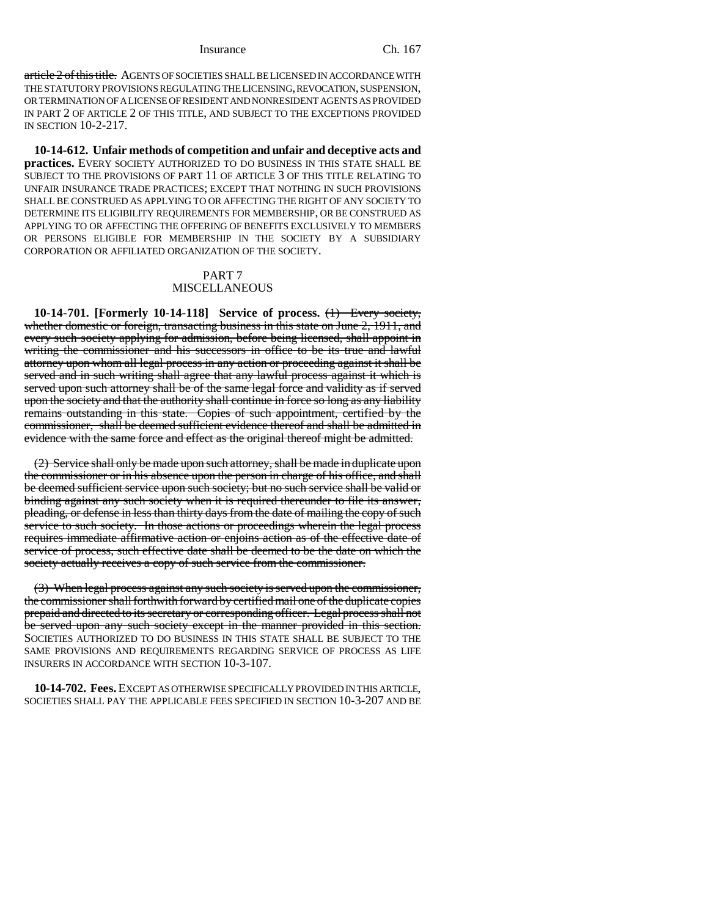~~article 2 of this title.~~ AGENTS OF SOCIETIES SHALL BE LICENSED IN ACCORDANCE WITH THE STATUTORY PROVISIONS REGULATING THE LICENSING, REVOCATION, SUSPENSION, OR TERMINATION OF A LICENSE OF RESIDENT AND NONRESIDENT AGENTS AS PROVIDED IN PART 2 OF ARTICLE 2 OF THIS TITLE, AND SUBJECT TO THE EXCEPTIONS PROVIDED IN SECTION 10-2-217.

**10-14-612. Unfair methods of competition and unfair and deceptive acts and practices.** EVERY SOCIETY AUTHORIZED TO DO BUSINESS IN THIS STATE SHALL BE SUBJECT TO THE PROVISIONS OF PART 11 OF ARTICLE 3 OF THIS TITLE RELATING TO UNFAIR INSURANCE TRADE PRACTICES; EXCEPT THAT NOTHING IN SUCH PROVISIONS SHALL BE CONSTRUED AS APPLYING TO OR AFFECTING THE RIGHT OF ANY SOCIETY TO DETERMINE ITS ELIGIBILITY REQUIREMENTS FOR MEMBERSHIP, OR BE CONSTRUED AS APPLYING TO OR AFFECTING THE OFFERING OF BENEFITS EXCLUSIVELY TO MEMBERS OR PERSONS ELIGIBLE FOR MEMBERSHIP IN THE SOCIETY BY A SUBSIDIARY CORPORATION OR AFFILIATED ORGANIZATION OF THE SOCIETY.

PART 7
MISCELLANEOUS

**10-14-701. [Formerly 10-14-118] Service of process.** ~~(1) Every society, whether domestic or foreign, transacting business in this state on June 2, 1911, and every such society applying for admission, before being licensed, shall appoint in writing the commissioner and his successors in office to be its true and lawful attorney upon whom all legal process in any action or proceeding against it shall be served and in such writing shall agree that any lawful process against it which is served upon such attorney shall be of the same legal force and validity as if served upon the society and that the authority shall continue in force so long as any liability remains outstanding in this state. Copies of such appointment, certified by the commissioner, shall be deemed sufficient evidence thereof and shall be admitted in evidence with the same force and effect as the original thereof might be admitted.~~

~~(2) Service shall only be made upon such attorney, shall be made in duplicate upon the commissioner or in his absence upon the person in charge of his office, and shall be deemed sufficient service upon such society; but no such service shall be valid or binding against any such society when it is required thereunder to file its answer, pleading, or defense in less than thirty days from the date of mailing the copy of such service to such society. In those actions or proceedings wherein the legal process requires immediate affirmative action or enjoins action as of the effective date of service of process, such effective date shall be deemed to be the date on which the society actually receives a copy of such service from the commissioner.~~

~~(3) When legal process against any such society is served upon the commissioner, the commissioner shall forthwith forward by certified mail one of the duplicate copies prepaid and directed to its secretary or corresponding officer. Legal process shall not be served upon any such society except in the manner provided in this section.~~ SOCIETIES AUTHORIZED TO DO BUSINESS IN THIS STATE SHALL BE SUBJECT TO THE SAME PROVISIONS AND REQUIREMENTS REGARDING SERVICE OF PROCESS AS LIFE INSURERS IN ACCORDANCE WITH SECTION 10-3-107.

**10-14-702. Fees.** EXCEPT AS OTHERWISE SPECIFICALLY PROVIDED IN THIS ARTICLE, SOCIETIES SHALL PAY THE APPLICABLE FEES SPECIFIED IN SECTION 10-3-207 AND BE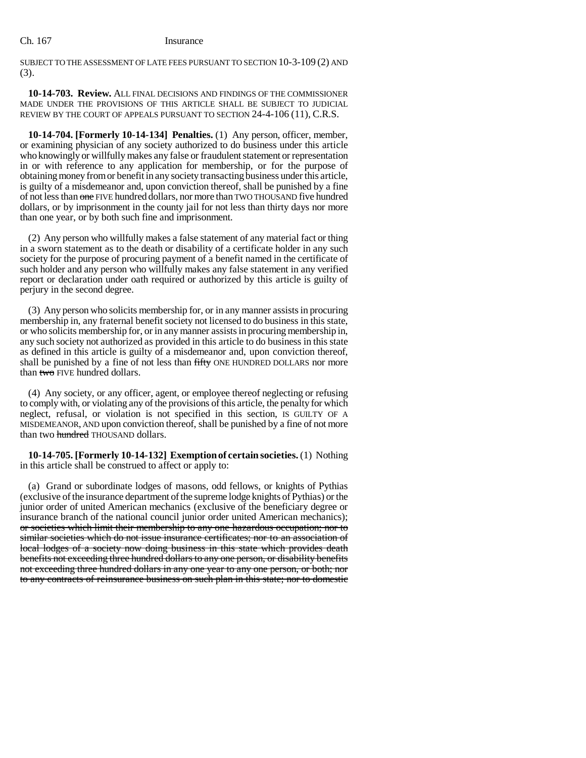SUBJECT TO THE ASSESSMENT OF LATE FEES PURSUANT TO SECTION 10-3-109 (2) AND (3).

**10-14-703. Review.** ALL FINAL DECISIONS AND FINDINGS OF THE COMMISSIONER MADE UNDER THE PROVISIONS OF THIS ARTICLE SHALL BE SUBJECT TO JUDICIAL REVIEW BY THE COURT OF APPEALS PURSUANT TO SECTION 24-4-106 (11), C.R.S.

**10-14-704. [Formerly 10-14-134] Penalties.** (1) Any person, officer, member, or examining physician of any society authorized to do business under this article who knowingly or willfully makes any false or fraudulent statement or representation in or with reference to any application for membership, or for the purpose of obtaining money from or benefit in any society transacting business under this article, is guilty of a misdemeanor and, upon conviction thereof, shall be punished by a fine of not less than ~~one~~ FIVE hundred dollars, nor more than TWO THOUSAND five hundred dollars, or by imprisonment in the county jail for not less than thirty days nor more than one year, or by both such fine and imprisonment.

(2) Any person who willfully makes a false statement of any material fact or thing in a sworn statement as to the death or disability of a certificate holder in any such society for the purpose of procuring payment of a benefit named in the certificate of such holder and any person who willfully makes any false statement in any verified report or declaration under oath required or authorized by this article is guilty of perjury in the second degree.

(3) Any person who solicits membership for, or in any manner assists in procuring membership in, any fraternal benefit society not licensed to do business in this state, or who solicits membership for, or in any manner assists in procuring membership in, any such society not authorized as provided in this article to do business in this state as defined in this article is guilty of a misdemeanor and, upon conviction thereof, shall be punished by a fine of not less than ~~fifty~~ ONE HUNDRED DOLLARS nor more than ~~two~~ FIVE hundred dollars.

(4) Any society, or any officer, agent, or employee thereof neglecting or refusing to comply with, or violating any of the provisions of this article, the penalty for which neglect, refusal, or violation is not specified in this section, IS GUILTY OF A MISDEMEANOR, AND upon conviction thereof, shall be punished by a fine of not more than two ~~hundred~~ THOUSAND dollars.

**10-14-705. [Formerly 10-14-132] Exemption of certain societies.** (1) Nothing in this article shall be construed to affect or apply to:

(a) Grand or subordinate lodges of masons, odd fellows, or knights of Pythias (exclusive of the insurance department of the supreme lodge knights of Pythias) or the junior order of united American mechanics (exclusive of the beneficiary degree or insurance branch of the national council junior order united American mechanics); ~~or societies which limit their membership to any one hazardous occupation; nor to similar societies which do not issue insurance certificates; nor to an association of local lodges of a society now doing business in this state which provides death benefits not exceeding three hundred dollars to any one person, or disability benefits not exceeding three hundred dollars in any one year to any one person, or both; nor to any contracts of reinsurance business on such plan in this state; nor to domestic~~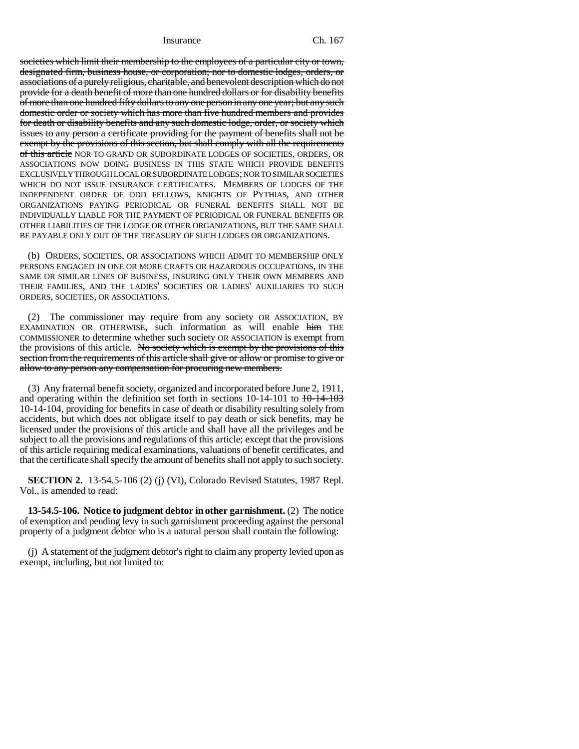~~societies which limit their membership to the employees of a particular city or town, designated firm, business house, or corporation; nor to domestic lodges, orders, or associations of a purely religious, charitable, and benevolent description which do not provide for a death benefit of more than one hundred dollars or for disability benefits of more than one hundred fifty dollars to any one person in any one year; but any such domestic order or society which has more than five hundred members and provides for death or disability benefits and any such domestic lodge, order, or society which issues to any person a certificate providing for the payment of benefits shall not be exempt by the provisions of this section, but shall comply with all the requirements of this article~~ NOR TO GRAND OR SUBORDINATE LODGES OF SOCIETIES, ORDERS, OR ASSOCIATIONS NOW DOING BUSINESS IN THIS STATE WHICH PROVIDE BENEFITS EXCLUSIVELY THROUGH LOCAL OR SUBORDINATE LODGES; NOR TO SIMILAR SOCIETIES WHICH DO NOT ISSUE INSURANCE CERTIFICATES. MEMBERS OF LODGES OF THE INDEPENDENT ORDER OF ODD FELLOWS, KNIGHTS OF PYTHIAS, AND OTHER ORGANIZATIONS PAYING PERIODICAL OR FUNERAL BENEFITS SHALL NOT BE INDIVIDUALLY LIABLE FOR THE PAYMENT OF PERIODICAL OR FUNERAL BENEFITS OR OTHER LIABILITIES OF THE LODGE OR OTHER ORGANIZATIONS, BUT THE SAME SHALL BE PAYABLE ONLY OUT OF THE TREASURY OF SUCH LODGES OR ORGANIZATIONS.

(b) ORDERS, SOCIETIES, OR ASSOCIATIONS WHICH ADMIT TO MEMBERSHIP ONLY PERSONS ENGAGED IN ONE OR MORE CRAFTS OR HAZARDOUS OCCUPATIONS, IN THE SAME OR SIMILAR LINES OF BUSINESS, INSURING ONLY THEIR OWN MEMBERS AND THEIR FAMILIES, AND THE LADIES' SOCIETIES OR LADIES' AUXILIARIES TO SUCH ORDERS, SOCIETIES, OR ASSOCIATIONS.

(2) The commissioner may require from any society OR ASSOCIATION, BY EXAMINATION OR OTHERWISE, such information as will enable ~~him~~ THE COMMISSIONER to determine whether such society OR ASSOCIATION is exempt from the provisions of this article. ~~No society which is exempt by the provisions of this section from the requirements of this article shall give or allow or promise to give or allow to any person any compensation for procuring new members.~~

(3) Any fraternal benefit society, organized and incorporated before June 2, 1911, and operating within the definition set forth in sections 10-14-101 to ~~10-14-103~~ 10-14-104, providing for benefits in case of death or disability resulting solely from accidents, but which does not obligate itself to pay death or sick benefits, may be licensed under the provisions of this article and shall have all the privileges and be subject to all the provisions and regulations of this article; except that the provisions of this article requiring medical examinations, valuations of benefit certificates, and that the certificate shall specify the amount of benefits shall not apply to such society.

**SECTION 2.** 13-54.5-106 (2) (j) (VI), Colorado Revised Statutes, 1987 Repl. Vol., is amended to read:

**13-54.5-106. Notice to judgment debtor in other garnishment.** (2) The notice of exemption and pending levy in such garnishment proceeding against the personal property of a judgment debtor who is a natural person shall contain the following:

(j) A statement of the judgment debtor's right to claim any property levied upon as exempt, including, but not limited to: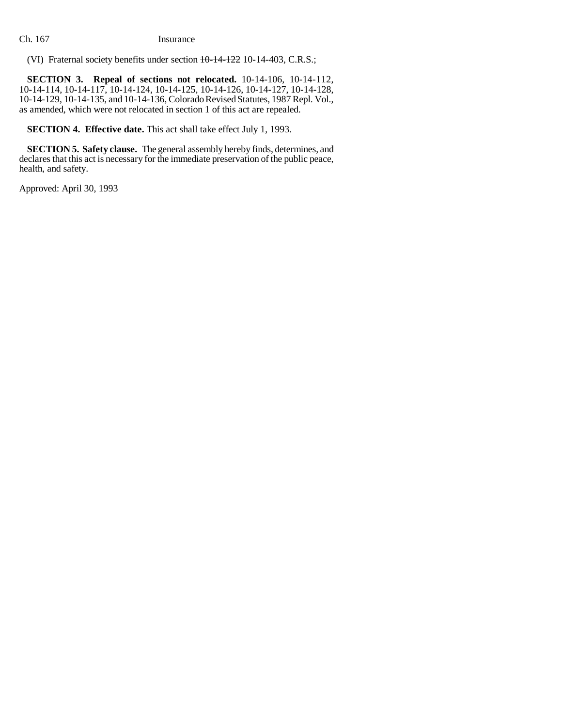(VI) Fraternal society benefits under section ~~10-14-122~~ 10-14-403, C.R.S.;

**SECTION 3. Repeal of sections not relocated.** 10-14-106, 10-14-112, 10-14-114, 10-14-117, 10-14-124, 10-14-125, 10-14-126, 10-14-127, 10-14-128, 10-14-129, 10-14-135, and 10-14-136, Colorado Revised Statutes, 1987 Repl. Vol., as amended, which were not relocated in section 1 of this act are repealed.

**SECTION 4. Effective date.** This act shall take effect July 1, 1993.

**SECTION 5. Safety clause.** The general assembly hereby finds, determines, and declares that this act is necessary for the immediate preservation of the public peace, health, and safety.

Approved: April 30, 1993